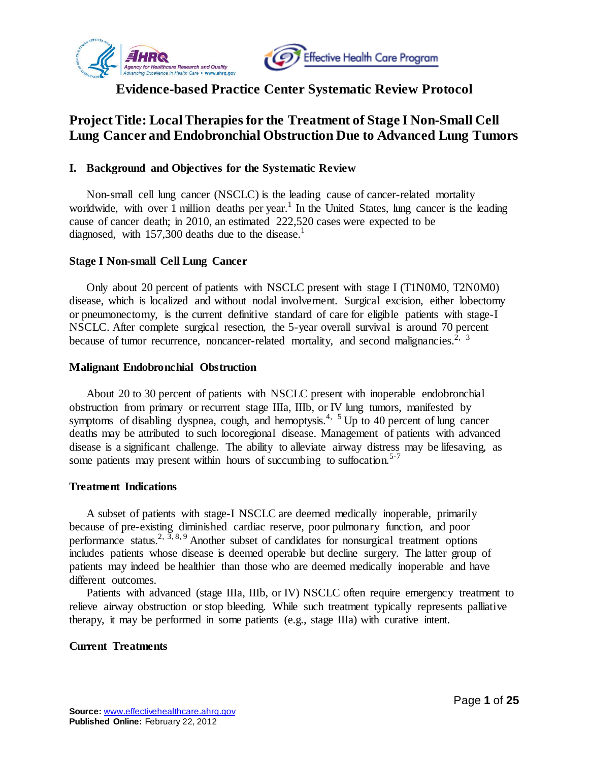# Evidence-based Practice Center Systematic Review Protocol

## Project Title: Local Therapies for the Treatment of Stage I Non-Small Cell Lung Cancer and Endobronchial Obstruction Due to Advanced Lung Tumors

### I. Background and Objectives for the Systematic Review

Non-small cell lung cancer (NSCLC) is the leading cause of cancer-related mortality worldwide, with over 1 million deaths per year.[1] In the United States, lung cancer is the leading cause of cancer death; in 2010, an estimated 222,520 cases were expected to be diagnosed, with 157,300 deaths due to the disease.[1]

#### Stage I Non-small Cell Lung Cancer

Only about 20 percent of patients with NSCLC present with stage I (T1N0M0, T2N0M0) disease, which is localized and without nodal involvement. Surgical excision, either lobectomy or pneumonectomy, is the current definitive standard of care for eligible patients with stage-I NSCLC. After complete surgical resection, the 5-year overall survival is around 70 percent because of tumor recurrence, noncancer-related mortality, and second malignancies.[2, 3]

#### Malignant Endobronchial Obstruction

About 20 to 30 percent of patients with NSCLC present with inoperable endobronchial obstruction from primary or recurrent stage IIIa, IIIb, or IV lung tumors, manifested by symptoms of disabling dyspnea, cough, and hemoptysis.[4, 5] Up to 40 percent of lung cancer deaths may be attributed to such locoregional disease. Management of patients with advanced disease is a significant challenge. The ability to alleviate airway distress may be lifesaving, as some patients may present within hours of succumbing to suffocation.[5-7]

#### Treatment Indications

A subset of patients with stage-I NSCLC are deemed medically inoperable, primarily because of pre-existing diminished cardiac reserve, poor pulmonary function, and poor performance status.[2, 3, 8, 9] Another subset of candidates for nonsurgical treatment options includes patients whose disease is deemed operable but decline surgery. The latter group of patients may indeed be healthier than those who are deemed medically inoperable and have different outcomes.

Patients with advanced (stage IIIa, IIIb, or IV) NSCLC often require emergency treatment to relieve airway obstruction or stop bleeding. While such treatment typically represents palliative therapy, it may be performed in some patients (e.g., stage IIIa) with curative intent.

#### Current Treatments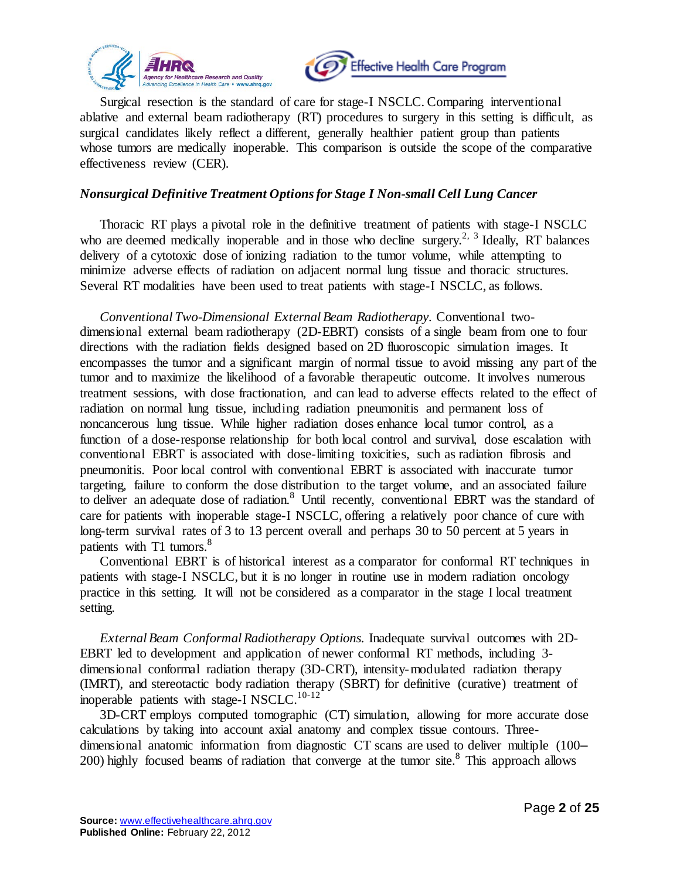Surgical resection is the standard of care for stage-I NSCLC. Comparing interventional ablative and external beam radiotherapy (RT) procedures to surgery in this setting is difficult, as surgical candidates likely reflect a different, generally healthier patient group than patients whose tumors are medically inoperable. This comparison is outside the scope of the comparative effectiveness review (CER).

### *Nonsurgical Definitive Treatment Options for Stage I Non-small Cell Lung Cancer*

Thoracic RT plays a pivotal role in the definitive treatment of patients with stage-I NSCLC who are deemed medically inoperable and in those who decline surgery.[2, 3] Ideally, RT balances delivery of a cytotoxic dose of ionizing radiation to the tumor volume, while attempting to minimize adverse effects of radiation on adjacent normal lung tissue and thoracic structures. Several RT modalities have been used to treat patients with stage-I NSCLC, as follows.

*Conventional Two-Dimensional External Beam Radiotherapy.* Conventional two-dimensional external beam radiotherapy (2D-EBRT) consists of a single beam from one to four directions with the radiation fields designed based on 2D fluoroscopic simulation images. It encompasses the tumor and a significant margin of normal tissue to avoid missing any part of the tumor and to maximize the likelihood of a favorable therapeutic outcome. It involves numerous treatment sessions, with dose fractionation, and can lead to adverse effects related to the effect of radiation on normal lung tissue, including radiation pneumonitis and permanent loss of noncancerous lung tissue. While higher radiation doses enhance local tumor control, as a function of a dose-response relationship for both local control and survival, dose escalation with conventional EBRT is associated with dose-limiting toxicities, such as radiation fibrosis and pneumonitis. Poor local control with conventional EBRT is associated with inaccurate tumor targeting, failure to conform the dose distribution to the target volume, and an associated failure to deliver an adequate dose of radiation.[8] Until recently, conventional EBRT was the standard of care for patients with inoperable stage-I NSCLC, offering a relatively poor chance of cure with long-term survival rates of 3 to 13 percent overall and perhaps 30 to 50 percent at 5 years in patients with T1 tumors.[8]

Conventional EBRT is of historical interest as a comparator for conformal RT techniques in patients with stage-I NSCLC, but it is no longer in routine use in modern radiation oncology practice in this setting. It will not be considered as a comparator in the stage I local treatment setting.

*External Beam Conformal Radiotherapy Options.* Inadequate survival outcomes with 2D-EBRT led to development and application of newer conformal RT methods, including 3-dimensional conformal radiation therapy (3D-CRT), intensity-modulated radiation therapy (IMRT), and stereotactic body radiation therapy (SBRT) for definitive (curative) treatment of inoperable patients with stage-I NSCLC.[10-12]

3D-CRT employs computed tomographic (CT) simulation, allowing for more accurate dose calculations by taking into account axial anatomy and complex tissue contours. Three-dimensional anatomic information from diagnostic CT scans are used to deliver multiple (100–200) highly focused beams of radiation that converge at the tumor site.[8] This approach allows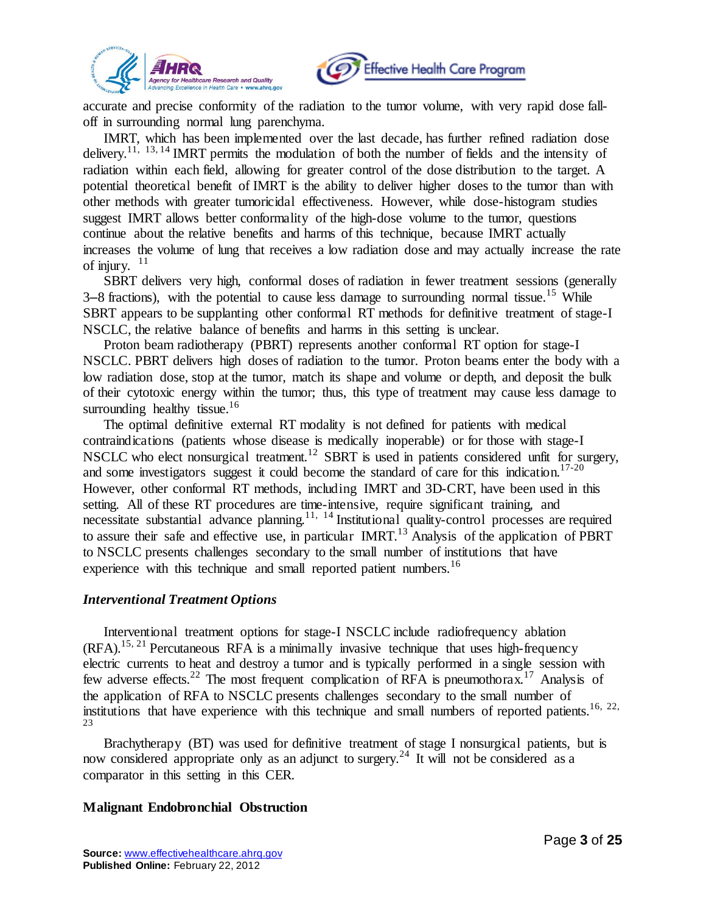accurate and precise conformity of the radiation to the tumor volume, with very rapid dose fall-off in surrounding normal lung parenchyma.

IMRT, which has been implemented over the last decade, has further refined radiation dose delivery.[11, 13, 14] IMRT permits the modulation of both the number of fields and the intensity of radiation within each field, allowing for greater control of the dose distribution to the target. A potential theoretical benefit of IMRT is the ability to deliver higher doses to the tumor than with other methods with greater tumoricidal effectiveness. However, while dose-histogram studies suggest IMRT allows better conformality of the high-dose volume to the tumor, questions continue about the relative benefits and harms of this technique, because IMRT actually increases the volume of lung that receives a low radiation dose and may actually increase the rate of injury. [11]

SBRT delivers very high, conformal doses of radiation in fewer treatment sessions (generally 3–8 fractions), with the potential to cause less damage to surrounding normal tissue.[15] While SBRT appears to be supplanting other conformal RT methods for definitive treatment of stage-I NSCLC, the relative balance of benefits and harms in this setting is unclear.

Proton beam radiotherapy (PBRT) represents another conformal RT option for stage-I NSCLC. PBRT delivers high doses of radiation to the tumor. Proton beams enter the body with a low radiation dose, stop at the tumor, match its shape and volume or depth, and deposit the bulk of their cytotoxic energy within the tumor; thus, this type of treatment may cause less damage to surrounding healthy tissue.[16]

The optimal definitive external RT modality is not defined for patients with medical contraindications (patients whose disease is medically inoperable) or for those with stage-I NSCLC who elect nonsurgical treatment.[12] SBRT is used in patients considered unfit for surgery, and some investigators suggest it could become the standard of care for this indication.[17-20] However, other conformal RT methods, including IMRT and 3D-CRT, have been used in this setting. All of these RT procedures are time-intensive, require significant training, and necessitate substantial advance planning.[11, 14] Institutional quality-control processes are required to assure their safe and effective use, in particular IMRT.[13] Analysis of the application of PBRT to NSCLC presents challenges secondary to the small number of institutions that have experience with this technique and small reported patient numbers.[16]

### *Interventional Treatment Options*

Interventional treatment options for stage-I NSCLC include radiofrequency ablation (RFA).[15, 21] Percutaneous RFA is a minimally invasive technique that uses high-frequency electric currents to heat and destroy a tumor and is typically performed in a single session with few adverse effects.[22] The most frequent complication of RFA is pneumothorax.[17] Analysis of the application of RFA to NSCLC presents challenges secondary to the small number of institutions that have experience with this technique and small numbers of reported patients.[16, 22, 23]

Brachytherapy (BT) was used for definitive treatment of stage I nonsurgical patients, but is now considered appropriate only as an adjunct to surgery.[24] It will not be considered as a comparator in this setting in this CER.

## Malignant Endobronchial Obstruction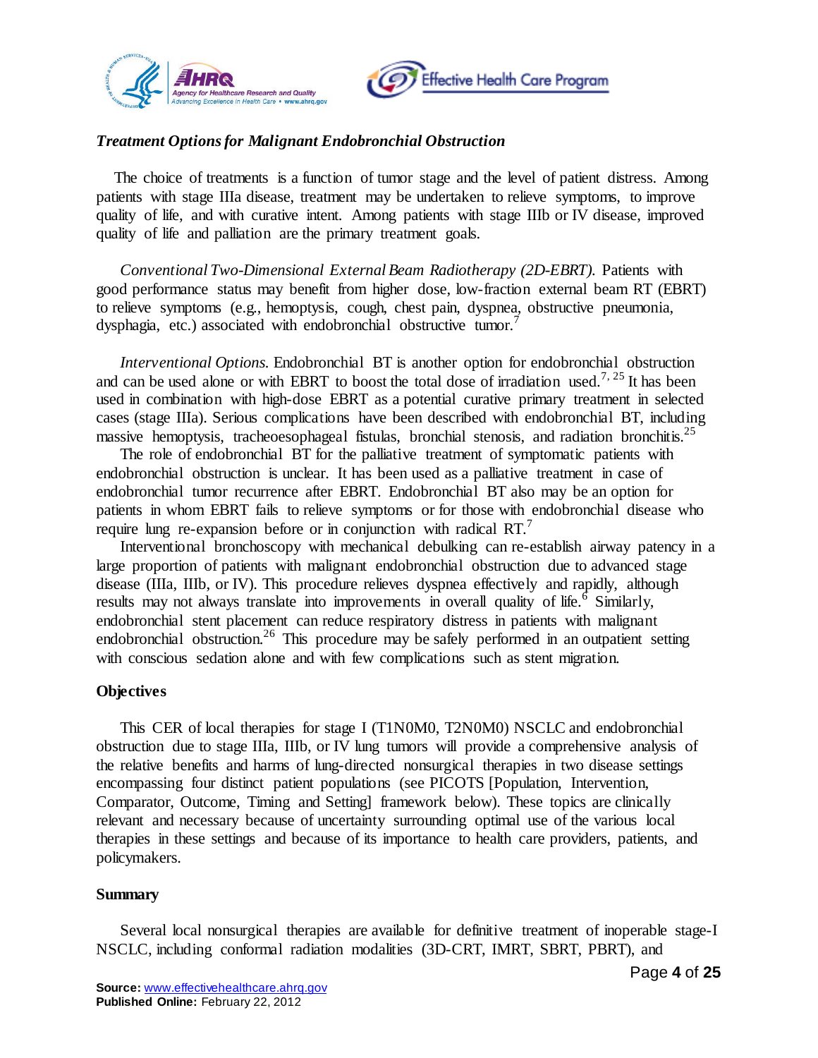### *Treatment Options for Malignant Endobronchial Obstruction*

The choice of treatments is a function of tumor stage and the level of patient distress. Among patients with stage IIIa disease, treatment may be undertaken to relieve symptoms, to improve quality of life, and with curative intent. Among patients with stage IIIb or IV disease, improved quality of life and palliation are the primary treatment goals.

*Conventional Two-Dimensional External Beam Radiotherapy (2D-EBRT).* Patients with good performance status may benefit from higher dose, low-fraction external beam RT (EBRT) to relieve symptoms (e.g., hemoptysis, cough, chest pain, dyspnea, obstructive pneumonia, dysphagia, etc.) associated with endobronchial obstructive tumor.[7]

*Interventional Options.* Endobronchial BT is another option for endobronchial obstruction and can be used alone or with EBRT to boost the total dose of irradiation used.[7, 25] It has been used in combination with high-dose EBRT as a potential curative primary treatment in selected cases (stage IIIa). Serious complications have been described with endobronchial BT, including massive hemoptysis, tracheoesophageal fistulas, bronchial stenosis, and radiation bronchitis.[25]

The role of endobronchial BT for the palliative treatment of symptomatic patients with endobronchial obstruction is unclear. It has been used as a palliative treatment in case of endobronchial tumor recurrence after EBRT. Endobronchial BT also may be an option for patients in whom EBRT fails to relieve symptoms or for those with endobronchial disease who require lung re-expansion before or in conjunction with radical RT.[7]

Interventional bronchoscopy with mechanical debulking can re-establish airway patency in a large proportion of patients with malignant endobronchial obstruction due to advanced stage disease (IIIa, IIIb, or IV). This procedure relieves dyspnea effectively and rapidly, although results may not always translate into improvements in overall quality of life.[6] Similarly, endobronchial stent placement can reduce respiratory distress in patients with malignant endobronchial obstruction.[26] This procedure may be safely performed in an outpatient setting with conscious sedation alone and with few complications such as stent migration.

## Objectives

This CER of local therapies for stage I (T1N0M0, T2N0M0) NSCLC and endobronchial obstruction due to stage IIIa, IIIb, or IV lung tumors will provide a comprehensive analysis of the relative benefits and harms of lung-directed nonsurgical therapies in two disease settings encompassing four distinct patient populations (see PICOTS [Population, Intervention, Comparator, Outcome, Timing and Setting] framework below). These topics are clinically relevant and necessary because of uncertainty surrounding optimal use of the various local therapies in these settings and because of its importance to health care providers, patients, and policymakers.

## Summary

Several local nonsurgical therapies are available for definitive treatment of inoperable stage-I NSCLC, including conformal radiation modalities (3D-CRT, IMRT, SBRT, PBRT), and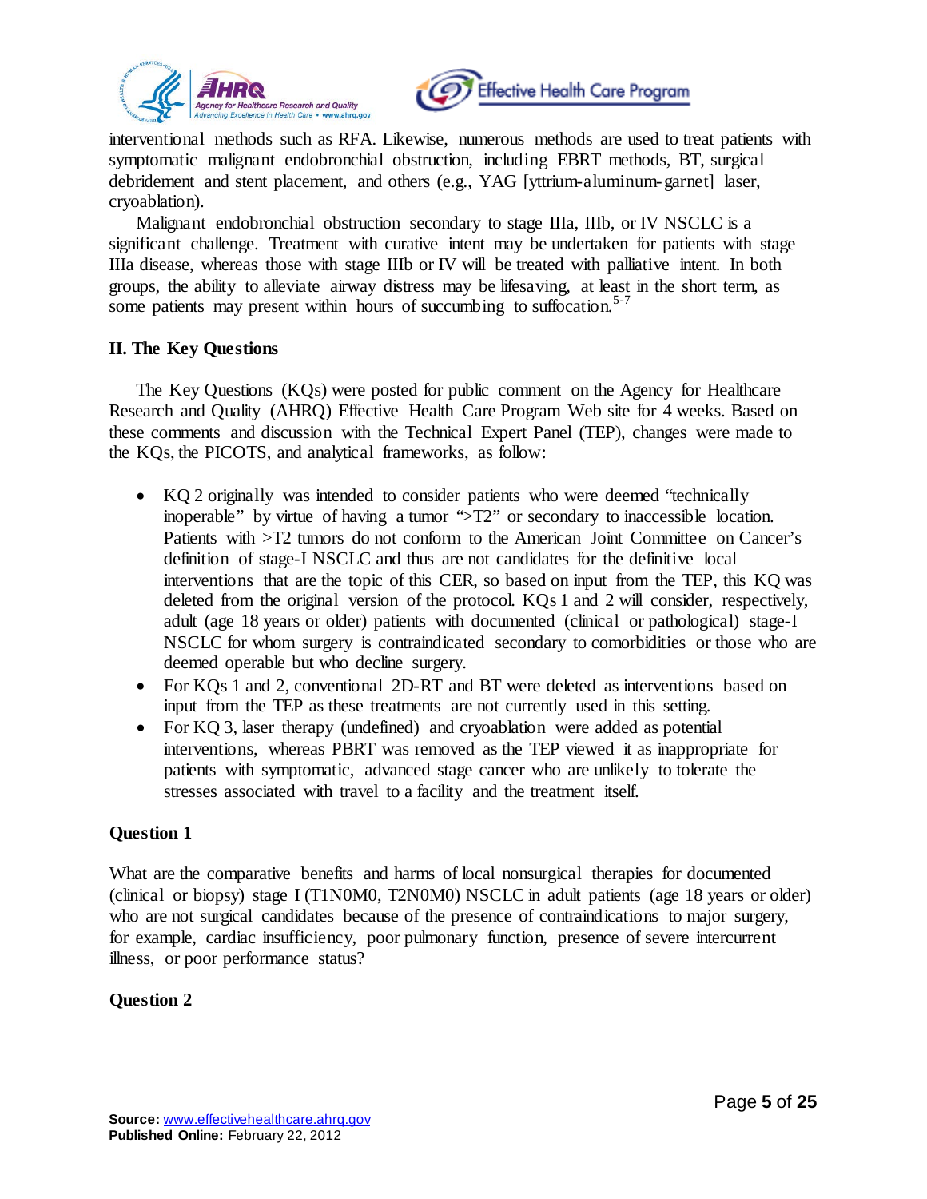interventional methods such as RFA. Likewise, numerous methods are used to treat patients with symptomatic malignant endobronchial obstruction, including EBRT methods, BT, surgical debridement and stent placement, and others (e.g., YAG [yttrium-aluminum-garnet] laser, cryoablation).

Malignant endobronchial obstruction secondary to stage IIIa, IIIb, or IV NSCLC is a significant challenge. Treatment with curative intent may be undertaken for patients with stage IIIa disease, whereas those with stage IIIb or IV will be treated with palliative intent. In both groups, the ability to alleviate airway distress may be lifesaving, at least in the short term, as some patients may present within hours of succumbing to suffocation.[5-7]

## II. The Key Questions

The Key Questions (KQs) were posted for public comment on the Agency for Healthcare Research and Quality (AHRQ) Effective Health Care Program Web site for 4 weeks. Based on these comments and discussion with the Technical Expert Panel (TEP), changes were made to the KQs, the PICOTS, and analytical frameworks, as follow:

- KQ 2 originally was intended to consider patients who were deemed "technically inoperable" by virtue of having a tumor ">T2" or secondary to inaccessible location. Patients with >T2 tumors do not conform to the American Joint Committee on Cancer's definition of stage-I NSCLC and thus are not candidates for the definitive local interventions that are the topic of this CER, so based on input from the TEP, this KQ was deleted from the original version of the protocol. KQs 1 and 2 will consider, respectively, adult (age 18 years or older) patients with documented (clinical or pathological) stage-I NSCLC for whom surgery is contraindicated secondary to comorbidities or those who are deemed operable but who decline surgery.
- For KQs 1 and 2, conventional 2D-RT and BT were deleted as interventions based on input from the TEP as these treatments are not currently used in this setting.
- For KQ 3, laser therapy (undefined) and cryoablation were added as potential interventions, whereas PBRT was removed as the TEP viewed it as inappropriate for patients with symptomatic, advanced stage cancer who are unlikely to tolerate the stresses associated with travel to a facility and the treatment itself.

### Question 1

What are the comparative benefits and harms of local nonsurgical therapies for documented (clinical or biopsy) stage I (T1N0M0, T2N0M0) NSCLC in adult patients (age 18 years or older) who are not surgical candidates because of the presence of contraindications to major surgery, for example, cardiac insufficiency, poor pulmonary function, presence of severe intercurrent illness, or poor performance status?

### Question 2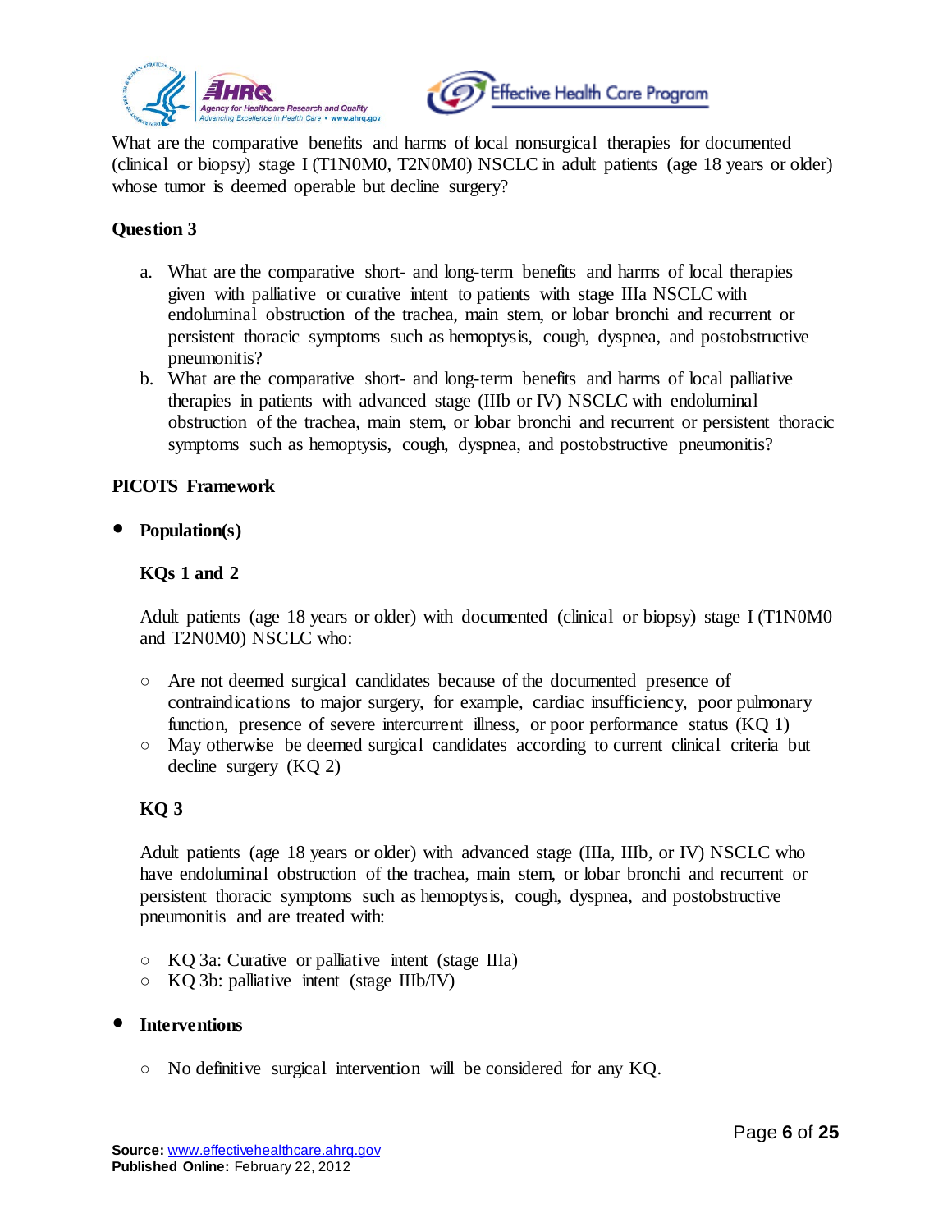What are the comparative benefits and harms of local nonsurgical therapies for documented (clinical or biopsy) stage I (T1N0M0, T2N0M0) NSCLC in adult patients (age 18 years or older) whose tumor is deemed operable but decline surgery?

**Question 3**

a. What are the comparative short- and long-term benefits and harms of local therapies given with palliative or curative intent to patients with stage IIIa NSCLC with endoluminal obstruction of the trachea, main stem, or lobar bronchi and recurrent or persistent thoracic symptoms such as hemoptysis, cough, dyspnea, and postobstructive pneumonitis?
b. What are the comparative short- and long-term benefits and harms of local palliative therapies in patients with advanced stage (IIIb or IV) NSCLC with endoluminal obstruction of the trachea, main stem, or lobar bronchi and recurrent or persistent thoracic symptoms such as hemoptysis, cough, dyspnea, and postobstructive pneumonitis?

**PICOTS Framework**

- **Population(s)**

  **KQs 1 and 2**

  Adult patients (age 18 years or older) with documented (clinical or biopsy) stage I (T1N0M0 and T2N0M0) NSCLC who:

  - Are not deemed surgical candidates because of the documented presence of contraindications to major surgery, for example, cardiac insufficiency, poor pulmonary function, presence of severe intercurrent illness, or poor performance status (KQ 1)
  - May otherwise be deemed surgical candidates according to current clinical criteria but decline surgery (KQ 2)

  **KQ 3**

  Adult patients (age 18 years or older) with advanced stage (IIIa, IIIb, or IV) NSCLC who have endoluminal obstruction of the trachea, main stem, or lobar bronchi and recurrent or persistent thoracic symptoms such as hemoptysis, cough, dyspnea, and postobstructive pneumonitis and are treated with:

  - KQ 3a: Curative or palliative intent (stage IIIa)
  - KQ 3b: palliative intent (stage IIIb/IV)

- **Interventions**

  - No definitive surgical intervention will be considered for any KQ.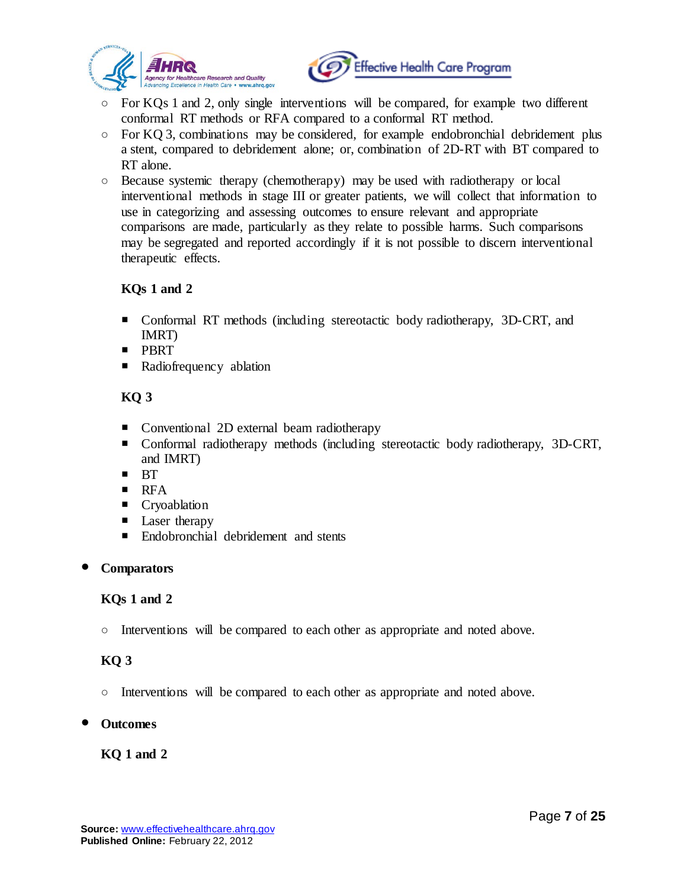- For KQs 1 and 2, only single interventions will be compared, for example two different conformal RT methods or RFA compared to a conformal RT method.
- For KQ 3, combinations may be considered, for example endobronchial debridement plus a stent, compared to debridement alone; or, combination of 2D-RT with BT compared to RT alone.
- Because systemic therapy (chemotherapy) may be used with radiotherapy or local interventional methods in stage III or greater patients, we will collect that information to use in categorizing and assessing outcomes to ensure relevant and appropriate comparisons are made, particularly as they relate to possible harms. Such comparisons may be segregated and reported accordingly if it is not possible to discern interventional therapeutic effects.

**KQs 1 and 2**

- Conformal RT methods (including stereotactic body radiotherapy, 3D-CRT, and IMRT)
- PBRT
- Radiofrequency ablation

**KQ 3**

- Conventional 2D external beam radiotherapy
- Conformal radiotherapy methods (including stereotactic body radiotherapy, 3D-CRT, and IMRT)
- BT
- RFA
- Cryoablation
- Laser therapy
- Endobronchial debridement and stents

- **Comparators**

  **KQs 1 and 2**

  - Interventions will be compared to each other as appropriate and noted above.

  **KQ 3**

  - Interventions will be compared to each other as appropriate and noted above.

- **Outcomes**

  **KQ 1 and 2**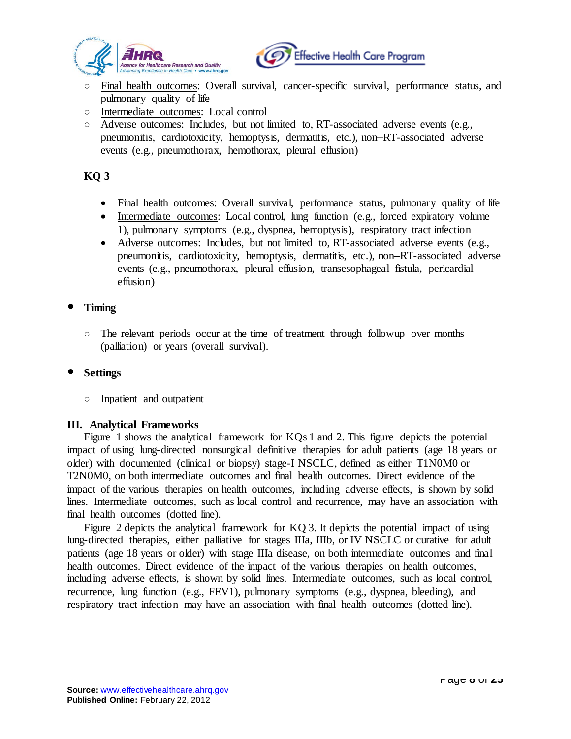- Final health outcomes: Overall survival, cancer-specific survival, performance status, and pulmonary quality of life
- Intermediate outcomes: Local control
- Adverse outcomes: Includes, but not limited to, RT-associated adverse events (e.g., pneumonitis, cardiotoxicity, hemoptysis, dermatitis, etc.), non–RT-associated adverse events (e.g., pneumothorax, hemothorax, pleural effusion)

**KQ 3**

- Final health outcomes: Overall survival, performance status, pulmonary quality of life
- Intermediate outcomes: Local control, lung function (e.g., forced expiratory volume 1), pulmonary symptoms (e.g., dyspnea, hemoptysis), respiratory tract infection
- Adverse outcomes: Includes, but not limited to, RT-associated adverse events (e.g., pneumonitis, cardiotoxicity, hemoptysis, dermatitis, etc.), non–RT-associated adverse events (e.g., pneumothorax, pleural effusion, transesophageal fistula, pericardial effusion)

- **Timing**
  - The relevant periods occur at the time of treatment through followup over months (palliation) or years (overall survival).

- **Settings**
  - Inpatient and outpatient

## III. Analytical Frameworks

Figure 1 shows the analytical framework for KQs 1 and 2. This figure depicts the potential impact of using lung-directed nonsurgical definitive therapies for adult patients (age 18 years or older) with documented (clinical or biopsy) stage-I NSCLC, defined as either T1N0M0 or T2N0M0, on both intermediate outcomes and final health outcomes. Direct evidence of the impact of the various therapies on health outcomes, including adverse effects, is shown by solid lines. Intermediate outcomes, such as local control and recurrence, may have an association with final health outcomes (dotted line).

Figure 2 depicts the analytical framework for KQ 3. It depicts the potential impact of using lung-directed therapies, either palliative for stages IIIa, IIIb, or IV NSCLC or curative for adult patients (age 18 years or older) with stage IIIa disease, on both intermediate outcomes and final health outcomes. Direct evidence of the impact of the various therapies on health outcomes, including adverse effects, is shown by solid lines. Intermediate outcomes, such as local control, recurrence, lung function (e.g., FEV1), pulmonary symptoms (e.g., dyspnea, bleeding), and respiratory tract infection may have an association with final health outcomes (dotted line).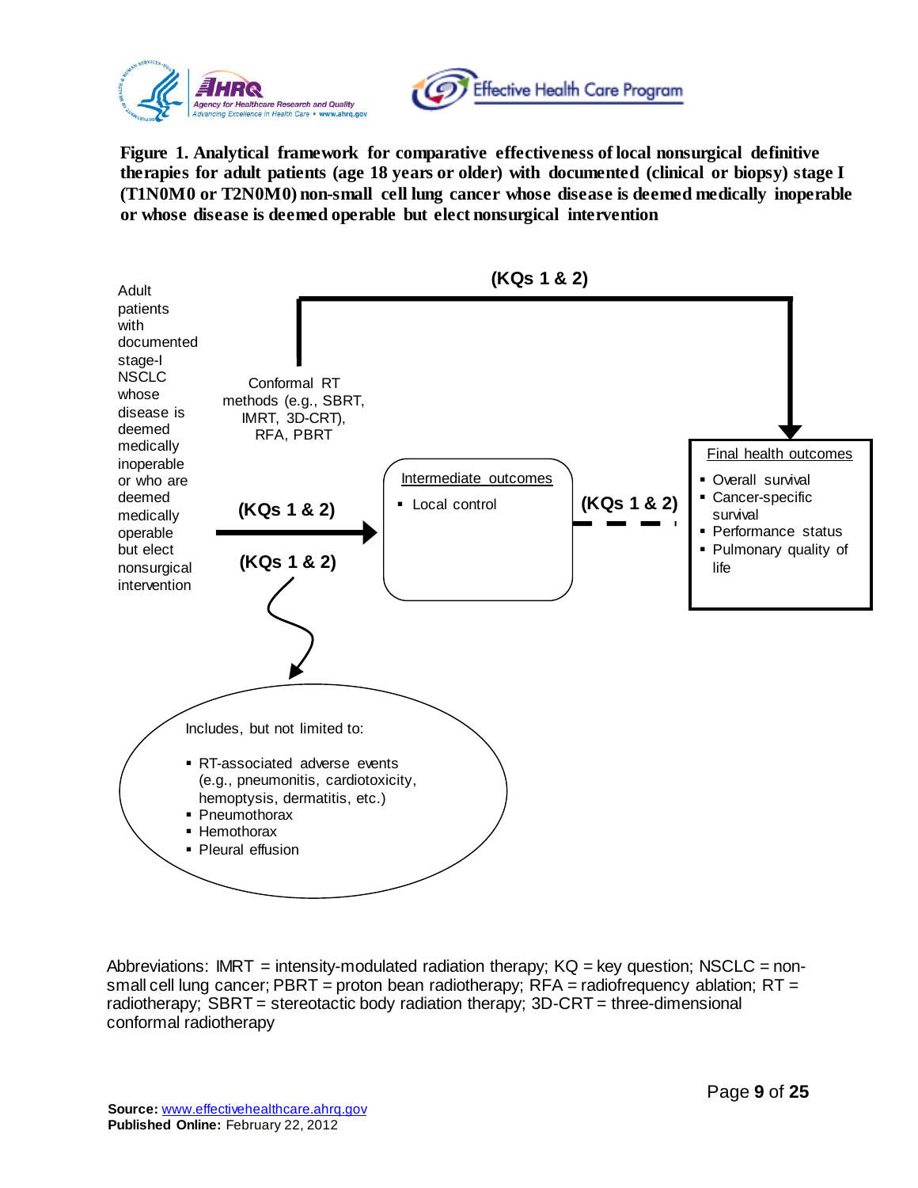**Figure 1. Analytical framework for comparative effectiveness of local nonsurgical definitive therapies for adult patients (age 18 years or older) with documented (clinical or biopsy) stage I (T1N0M0 or T2N0M0) non-small cell lung cancer whose disease is deemed medically inoperable or whose disease is deemed operable but elect nonsurgical intervention**

Adult patients with documented stage-I NSCLC whose disease is deemed medically inoperable or who are deemed medically operable but elect nonsurgical intervention

Conformal RT methods (e.g., SBRT, IMRT, 3D-CRT), RFA, PBRT

(KQs 1 & 2)

(KQs 1 & 2)

(KQs 1 & 2)

(KQs 1 & 2)

Intermediate outcomes

- Local control

Final health outcomes

- Overall survival
- Cancer-specific survival
- Performance status
- Pulmonary quality of life

Includes, but not limited to:

- RT-associated adverse events (e.g., pneumonitis, cardiotoxicity, hemoptysis, dermatitis, etc.)
- Pneumothorax
- Hemothorax
- Pleural effusion

Abbreviations: IMRT = intensity-modulated radiation therapy; KQ = key question; NSCLC = non-small cell lung cancer; PBRT = proton bean radiotherapy; RFA = radiofrequency ablation; RT = radiotherapy; SBRT = stereotactic body radiation therapy; 3D-CRT = three-dimensional conformal radiotherapy

**Source:** www.effectivehealthcare.ahrq.gov
**Published Online:** February 22, 2012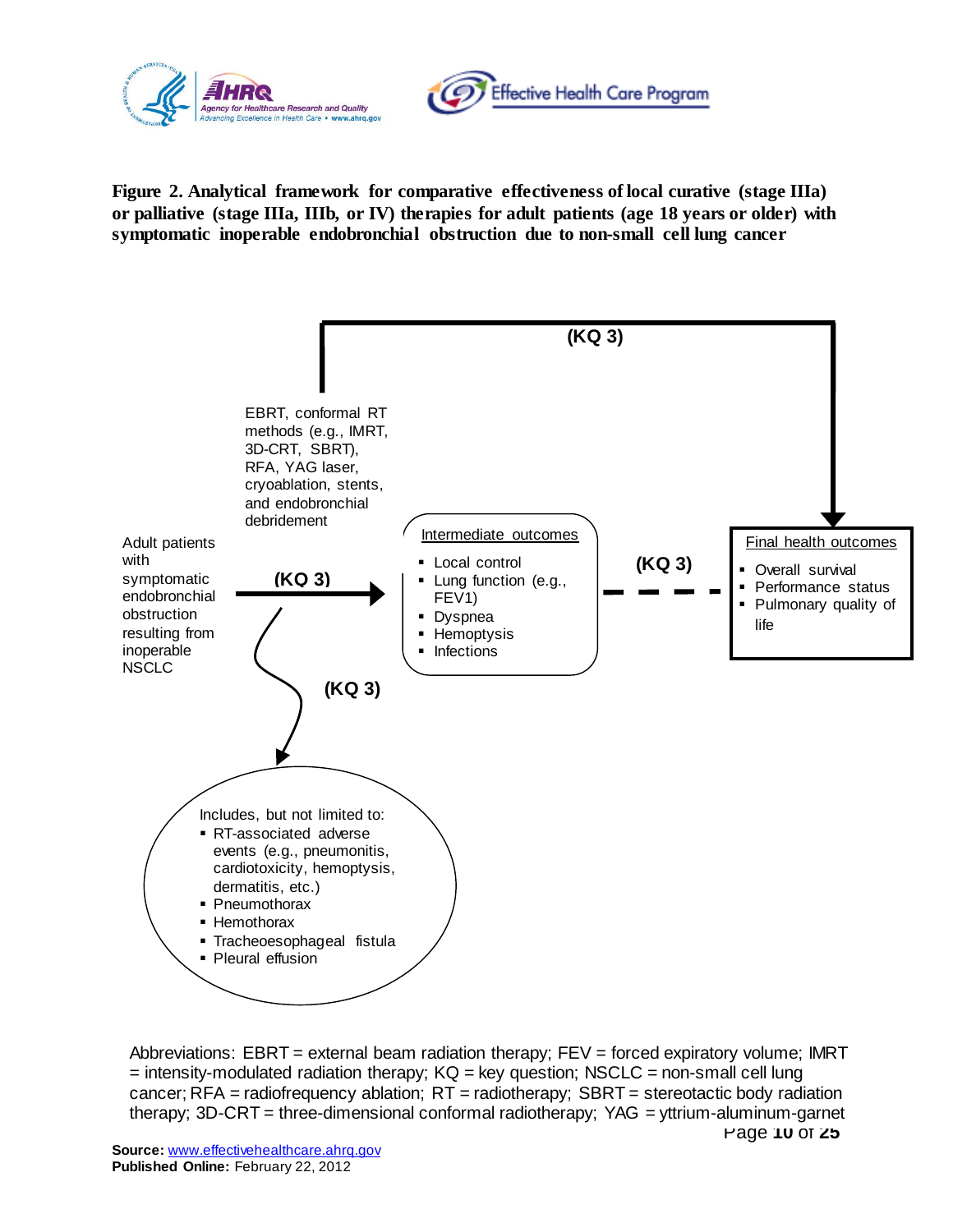**Figure 2. Analytical framework for comparative effectiveness of local curative (stage IIIa) or palliative (stage IIIa, IIIb, or IV) therapies for adult patients (age 18 years or older) with symptomatic inoperable endobronchial obstruction due to non-small cell lung cancer**

Adult patients with symptomatic endobronchial obstruction resulting from inoperable NSCLC

EBRT, conformal RT methods (e.g., IMRT, 3D-CRT, SBRT), RFA, YAG laser, cryoablation, stents, and endobronchial debridement

(KQ 3)

Intermediate outcomes

- Local control
- Lung function (e.g., FEV1)
- Dyspnea
- Hemoptysis
- Infections

(KQ 3)

Final health outcomes

- Overall survival
- Performance status
- Pulmonary quality of life

(KQ 3)

Includes, but not limited to:

- RT-associated adverse events (e.g., pneumonitis, cardiotoxicity, hemoptysis, dermatitis, etc.)
- Pneumothorax
- Hemothorax
- Tracheoesophageal fistula
- Pleural effusion

Abbreviations: EBRT = external beam radiation therapy; FEV = forced expiratory volume; IMRT = intensity-modulated radiation therapy; KQ = key question; NSCLC = non-small cell lung cancer; RFA = radiofrequency ablation; RT = radiotherapy; SBRT = stereotactic body radiation therapy; 3D-CRT = three-dimensional conformal radiotherapy; YAG = yttrium-aluminum-garnet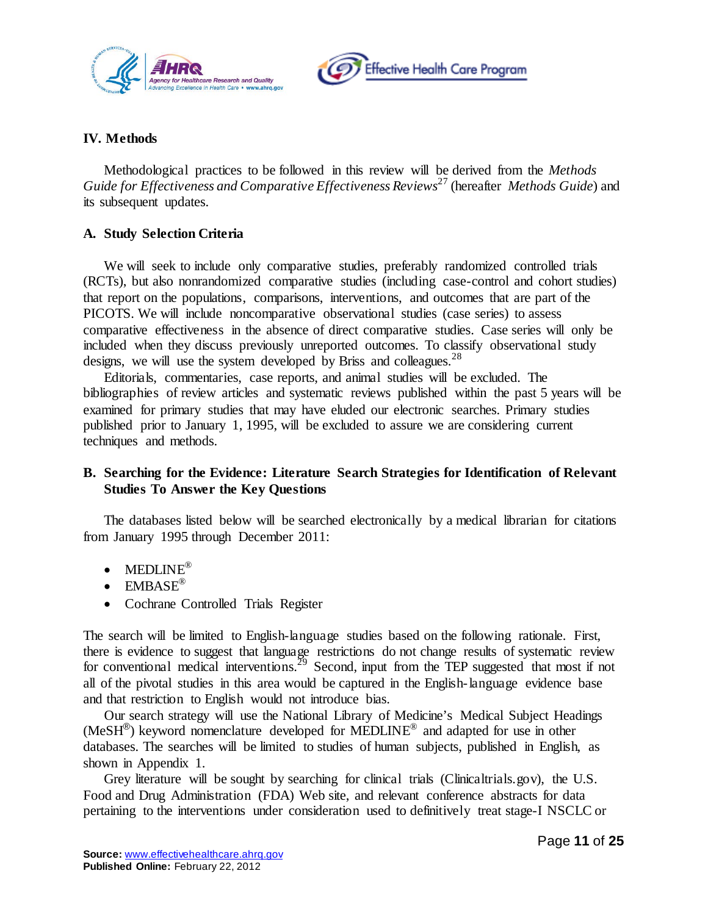## IV. Methods

Methodological practices to be followed in this review will be derived from the *Methods Guide for Effectiveness and Comparative Effectiveness Reviews*[27] (hereafter *Methods Guide*) and its subsequent updates.

### A. Study Selection Criteria

We will seek to include only comparative studies, preferably randomized controlled trials (RCTs), but also nonrandomized comparative studies (including case-control and cohort studies) that report on the populations, comparisons, interventions, and outcomes that are part of the PICOTS. We will include noncomparative observational studies (case series) to assess comparative effectiveness in the absence of direct comparative studies. Case series will only be included when they discuss previously unreported outcomes. To classify observational study designs, we will use the system developed by Briss and colleagues.[28]

Editorials, commentaries, case reports, and animal studies will be excluded. The bibliographies of review articles and systematic reviews published within the past 5 years will be examined for primary studies that may have eluded our electronic searches. Primary studies published prior to January 1, 1995, will be excluded to assure we are considering current techniques and methods.

### B. Searching for the Evidence: Literature Search Strategies for Identification of Relevant Studies To Answer the Key Questions

The databases listed below will be searched electronically by a medical librarian for citations from January 1995 through December 2011:

- MEDLINE®
- EMBASE®
- Cochrane Controlled Trials Register

The search will be limited to English-language studies based on the following rationale. First, there is evidence to suggest that language restrictions do not change results of systematic review for conventional medical interventions.[29] Second, input from the TEP suggested that most if not all of the pivotal studies in this area would be captured in the English-language evidence base and that restriction to English would not introduce bias.

Our search strategy will use the National Library of Medicine's Medical Subject Headings (MeSH®) keyword nomenclature developed for MEDLINE® and adapted for use in other databases. The searches will be limited to studies of human subjects, published in English, as shown in Appendix 1.

Grey literature will be sought by searching for clinical trials (Clinicaltrials.gov), the U.S. Food and Drug Administration (FDA) Web site, and relevant conference abstracts for data pertaining to the interventions under consideration used to definitively treat stage-I NSCLC or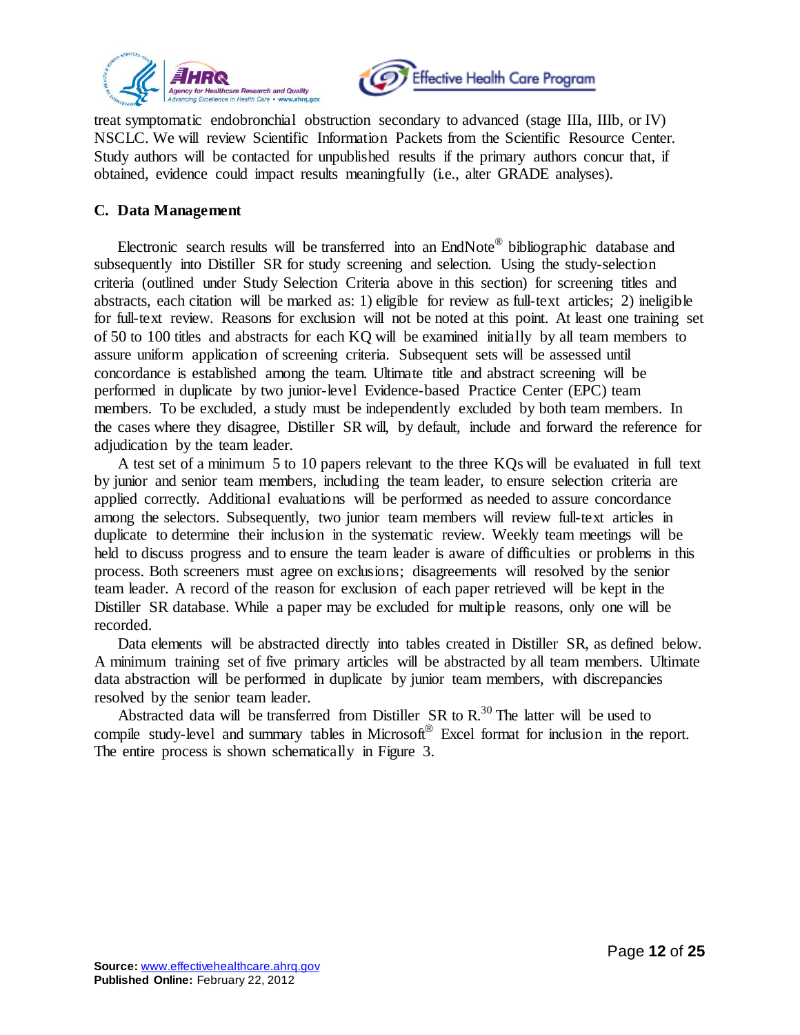treat symptomatic endobronchial obstruction secondary to advanced (stage IIIa, IIIb, or IV) NSCLC. We will review Scientific Information Packets from the Scientific Resource Center. Study authors will be contacted for unpublished results if the primary authors concur that, if obtained, evidence could impact results meaningfully (i.e., alter GRADE analyses).

### C. Data Management

Electronic search results will be transferred into an EndNote® bibliographic database and subsequently into Distiller SR for study screening and selection. Using the study-selection criteria (outlined under Study Selection Criteria above in this section) for screening titles and abstracts, each citation will be marked as: 1) eligible for review as full-text articles; 2) ineligible for full-text review. Reasons for exclusion will not be noted at this point. At least one training set of 50 to 100 titles and abstracts for each KQ will be examined initially by all team members to assure uniform application of screening criteria. Subsequent sets will be assessed until concordance is established among the team. Ultimate title and abstract screening will be performed in duplicate by two junior-level Evidence-based Practice Center (EPC) team members. To be excluded, a study must be independently excluded by both team members. In the cases where they disagree, Distiller SR will, by default, include and forward the reference for adjudication by the team leader.

A test set of a minimum 5 to 10 papers relevant to the three KQs will be evaluated in full text by junior and senior team members, including the team leader, to ensure selection criteria are applied correctly. Additional evaluations will be performed as needed to assure concordance among the selectors. Subsequently, two junior team members will review full-text articles in duplicate to determine their inclusion in the systematic review. Weekly team meetings will be held to discuss progress and to ensure the team leader is aware of difficulties or problems in this process. Both screeners must agree on exclusions; disagreements will resolved by the senior team leader. A record of the reason for exclusion of each paper retrieved will be kept in the Distiller SR database. While a paper may be excluded for multiple reasons, only one will be recorded.

Data elements will be abstracted directly into tables created in Distiller SR, as defined below. A minimum training set of five primary articles will be abstracted by all team members. Ultimate data abstraction will be performed in duplicate by junior team members, with discrepancies resolved by the senior team leader.

Abstracted data will be transferred from Distiller SR to R.[30] The latter will be used to compile study-level and summary tables in Microsoft® Excel format for inclusion in the report. The entire process is shown schematically in Figure 3.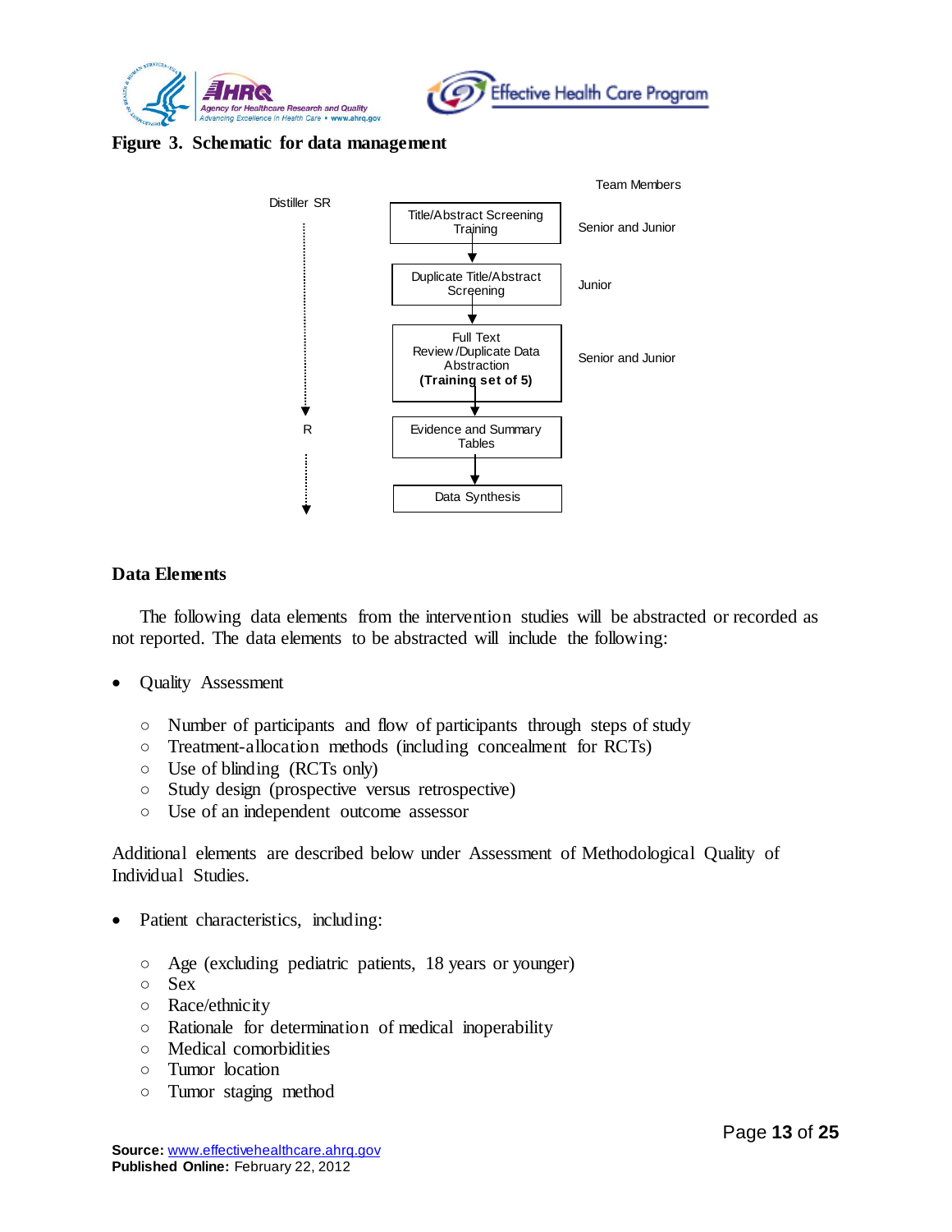**Figure 3. Schematic for data management**

| Distiller SR | Step | Team Members |
| --- | --- | --- |
| ↓ | Title/Abstract Screening Training | Senior and Junior |
| ↓ | Duplicate Title/Abstract Screening | Junior |
| ↓ | Full Text Review /Duplicate Data Abstraction **(Training set of 5)** | Senior and Junior |
| R | Evidence and Summary Tables | |
| ↓ | Data Synthesis | |

### Data Elements

The following data elements from the intervention studies will be abstracted or recorded as not reported. The data elements to be abstracted will include the following:

- Quality Assessment
  - Number of participants and flow of participants through steps of study
  - Treatment-allocation methods (including concealment for RCTs)
  - Use of blinding (RCTs only)
  - Study design (prospective versus retrospective)
  - Use of an independent outcome assessor

Additional elements are described below under Assessment of Methodological Quality of Individual Studies.

- Patient characteristics, including:
  - Age (excluding pediatric patients, 18 years or younger)
  - Sex
  - Race/ethnicity
  - Rationale for determination of medical inoperability
  - Medical comorbidities
  - Tumor location
  - Tumor staging method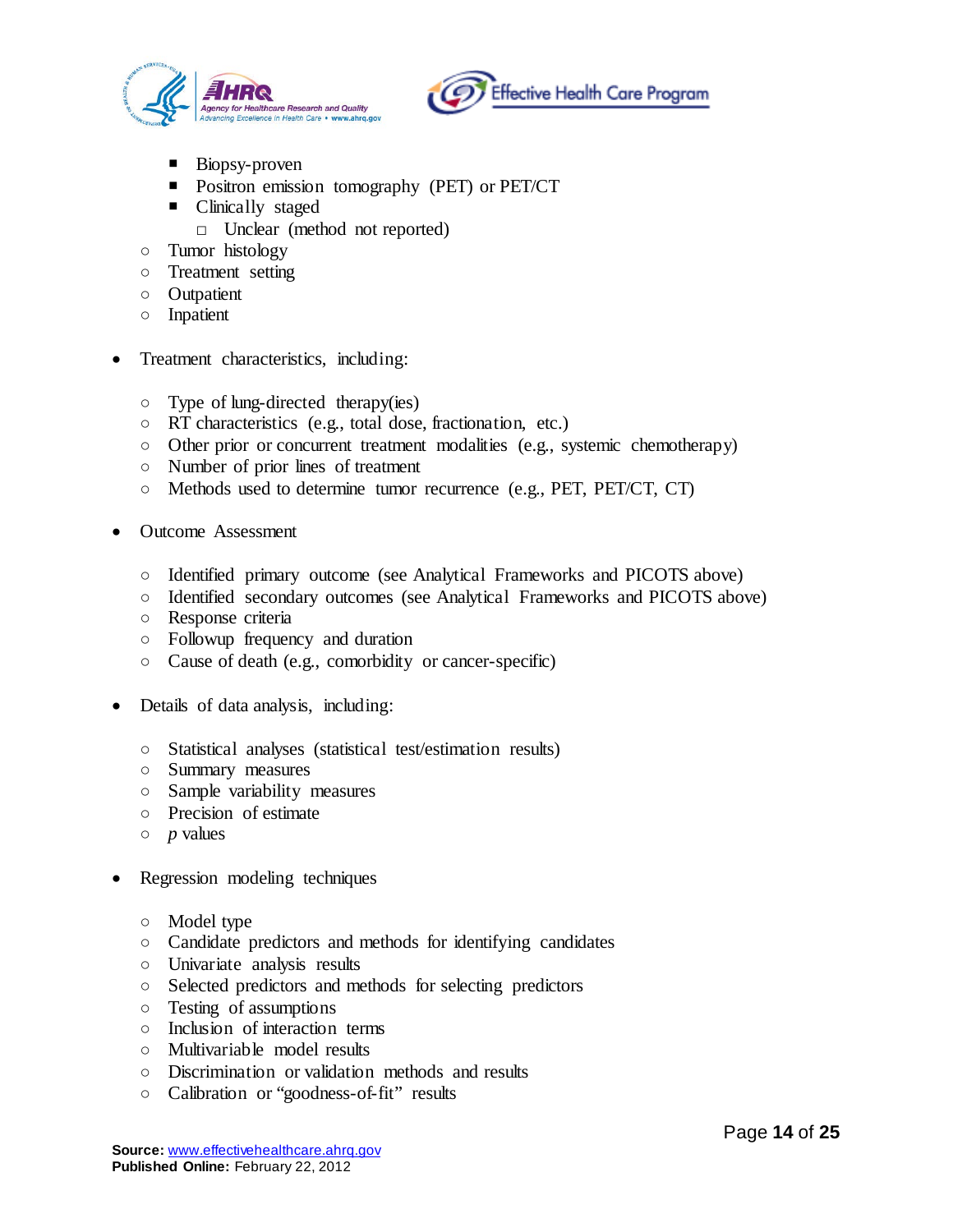- Biopsy-proven
        - Positron emission tomography (PET) or PET/CT
        - Clinically staged
            - Unclear (method not reported)
    - Tumor histology
    - Treatment setting
    - Outpatient
    - Inpatient

- Treatment characteristics, including:

    - Type of lung-directed therapy(ies)
    - RT characteristics (e.g., total dose, fractionation, etc.)
    - Other prior or concurrent treatment modalities (e.g., systemic chemotherapy)
    - Number of prior lines of treatment
    - Methods used to determine tumor recurrence (e.g., PET, PET/CT, CT)

- Outcome Assessment

    - Identified primary outcome (see Analytical Frameworks and PICOTS above)
    - Identified secondary outcomes (see Analytical Frameworks and PICOTS above)
    - Response criteria
    - Followup frequency and duration
    - Cause of death (e.g., comorbidity or cancer-specific)

- Details of data analysis, including:

    - Statistical analyses (statistical test/estimation results)
    - Summary measures
    - Sample variability measures
    - Precision of estimate
    - *p* values

- Regression modeling techniques

    - Model type
    - Candidate predictors and methods for identifying candidates
    - Univariate analysis results
    - Selected predictors and methods for selecting predictors
    - Testing of assumptions
    - Inclusion of interaction terms
    - Multivariable model results
    - Discrimination or validation methods and results
    - Calibration or "goodness-of-fit" results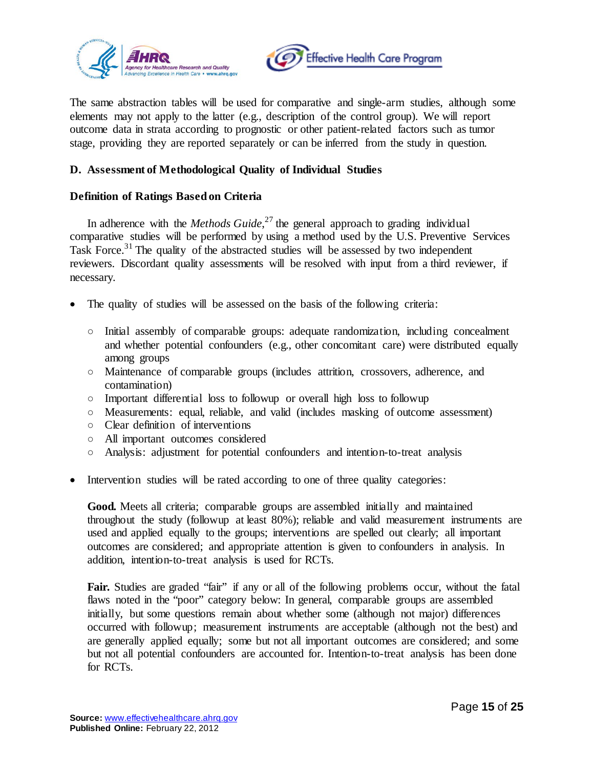The same abstraction tables will be used for comparative and single-arm studies, although some elements may not apply to the latter (e.g., description of the control group). We will report outcome data in strata according to prognostic or other patient-related factors such as tumor stage, providing they are reported separately or can be inferred from the study in question.

### D. Assessment of Methodological Quality of Individual Studies

#### Definition of Ratings Based on Criteria

In adherence with the *Methods Guide*,[27] the general approach to grading individual comparative studies will be performed by using a method used by the U.S. Preventive Services Task Force.[31] The quality of the abstracted studies will be assessed by two independent reviewers. Discordant quality assessments will be resolved with input from a third reviewer, if necessary.

- The quality of studies will be assessed on the basis of the following criteria:
    - Initial assembly of comparable groups: adequate randomization, including concealment and whether potential confounders (e.g., other concomitant care) were distributed equally among groups
    - Maintenance of comparable groups (includes attrition, crossovers, adherence, and contamination)
    - Important differential loss to followup or overall high loss to followup
    - Measurements: equal, reliable, and valid (includes masking of outcome assessment)
    - Clear definition of interventions
    - All important outcomes considered
    - Analysis: adjustment for potential confounders and intention-to-treat analysis

- Intervention studies will be rated according to one of three quality categories:

  **Good.** Meets all criteria; comparable groups are assembled initially and maintained throughout the study (followup at least 80%); reliable and valid measurement instruments are used and applied equally to the groups; interventions are spelled out clearly; all important outcomes are considered; and appropriate attention is given to confounders in analysis. In addition, intention-to-treat analysis is used for RCTs.

  **Fair.** Studies are graded "fair" if any or all of the following problems occur, without the fatal flaws noted in the "poor" category below: In general, comparable groups are assembled initially, but some questions remain about whether some (although not major) differences occurred with followup; measurement instruments are acceptable (although not the best) and are generally applied equally; some but not all important outcomes are considered; and some but not all potential confounders are accounted for. Intention-to-treat analysis has been done for RCTs.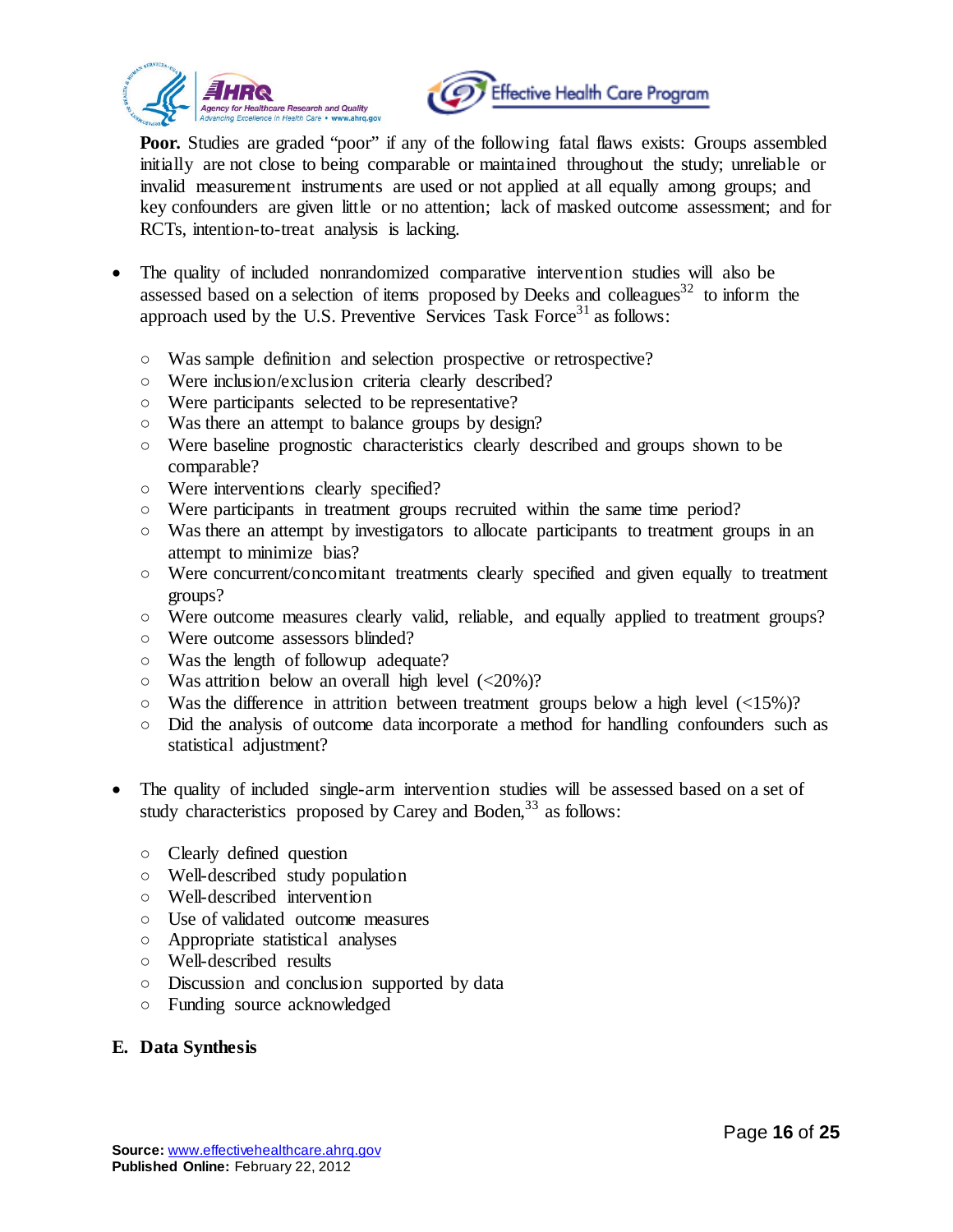**Poor.** Studies are graded "poor" if any of the following fatal flaws exists: Groups assembled initially are not close to being comparable or maintained throughout the study; unreliable or invalid measurement instruments are used or not applied at all equally among groups; and key confounders are given little or no attention; lack of masked outcome assessment; and for RCTs, intention-to-treat analysis is lacking.

- The quality of included nonrandomized comparative intervention studies will also be assessed based on a selection of items proposed by Deeks and colleagues[32] to inform the approach used by the U.S. Preventive Services Task Force[31] as follows:
  - Was sample definition and selection prospective or retrospective?
  - Were inclusion/exclusion criteria clearly described?
  - Were participants selected to be representative?
  - Was there an attempt to balance groups by design?
  - Were baseline prognostic characteristics clearly described and groups shown to be comparable?
  - Were interventions clearly specified?
  - Were participants in treatment groups recruited within the same time period?
  - Was there an attempt by investigators to allocate participants to treatment groups in an attempt to minimize bias?
  - Were concurrent/concomitant treatments clearly specified and given equally to treatment groups?
  - Were outcome measures clearly valid, reliable, and equally applied to treatment groups?
  - Were outcome assessors blinded?
  - Was the length of followup adequate?
  - Was attrition below an overall high level (<20%)?
  - Was the difference in attrition between treatment groups below a high level (<15%)?
  - Did the analysis of outcome data incorporate a method for handling confounders such as statistical adjustment?

- The quality of included single-arm intervention studies will be assessed based on a set of study characteristics proposed by Carey and Boden,[33] as follows:
  - Clearly defined question
  - Well-described study population
  - Well-described intervention
  - Use of validated outcome measures
  - Appropriate statistical analyses
  - Well-described results
  - Discussion and conclusion supported by data
  - Funding source acknowledged

## E. Data Synthesis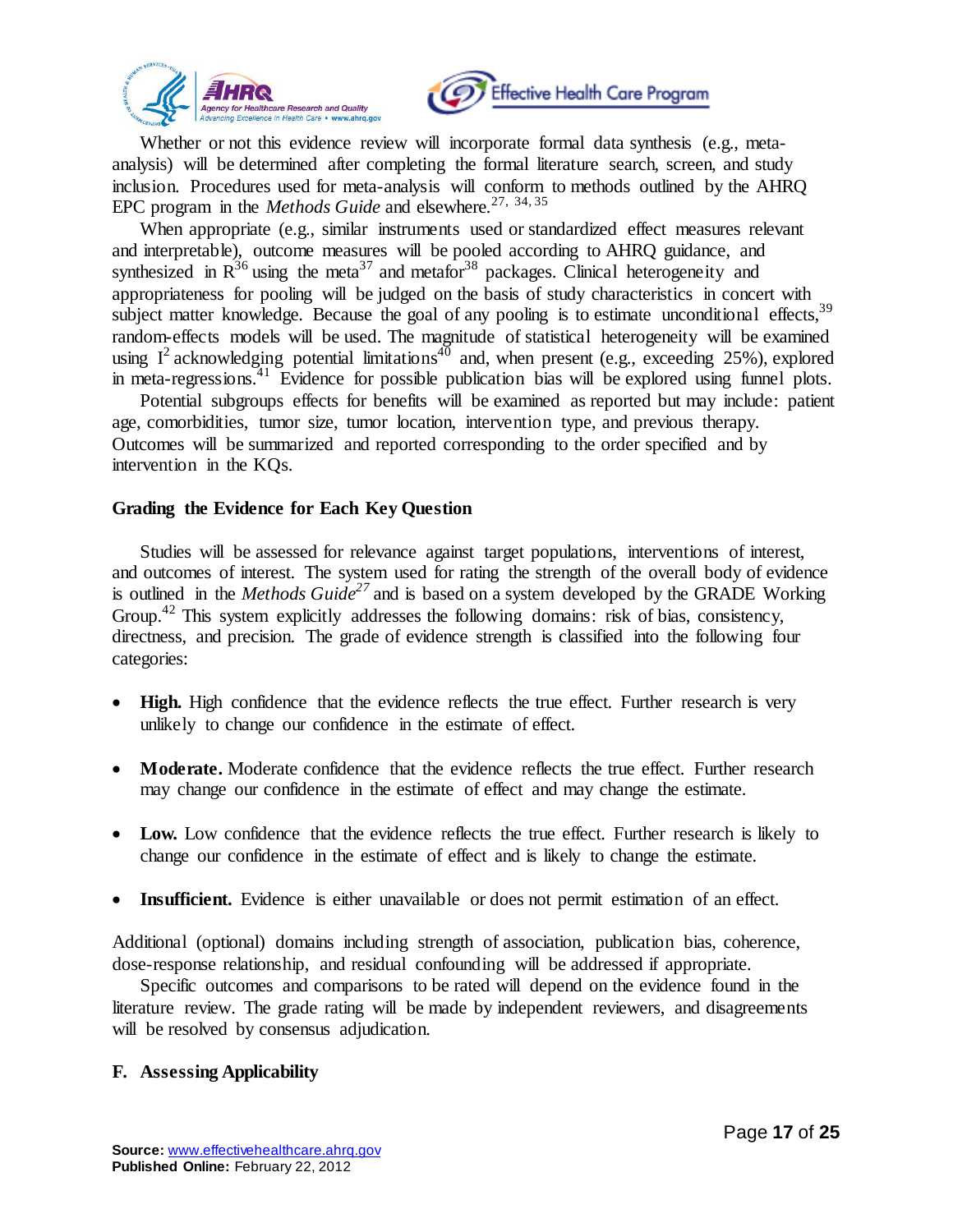Whether or not this evidence review will incorporate formal data synthesis (e.g., meta-analysis) will be determined after completing the formal literature search, screen, and study inclusion. Procedures used for meta-analysis will conform to methods outlined by the AHRQ EPC program in the *Methods Guide* and elsewhere.[27, 34, 35]

When appropriate (e.g., similar instruments used or standardized effect measures relevant and interpretable), outcome measures will be pooled according to AHRQ guidance, and synthesized in R[36] using the meta[37] and metafor[38] packages. Clinical heterogeneity and appropriateness for pooling will be judged on the basis of study characteristics in concert with subject matter knowledge. Because the goal of any pooling is to estimate unconditional effects,[39] random-effects models will be used. The magnitude of statistical heterogeneity will be examined using $I^2$ acknowledging potential limitations[40] and, when present (e.g., exceeding 25%), explored in meta-regressions.[41] Evidence for possible publication bias will be explored using funnel plots.

Potential subgroups effects for benefits will be examined as reported but may include: patient age, comorbidities, tumor size, tumor location, intervention type, and previous therapy. Outcomes will be summarized and reported corresponding to the order specified and by intervention in the KQs.

### Grading the Evidence for Each Key Question

Studies will be assessed for relevance against target populations, interventions of interest, and outcomes of interest. The system used for rating the strength of the overall body of evidence is outlined in the *Methods Guide*[27] and is based on a system developed by the GRADE Working Group.[42] This system explicitly addresses the following domains: risk of bias, consistency, directness, and precision. The grade of evidence strength is classified into the following four categories:

- **High.** High confidence that the evidence reflects the true effect. Further research is very unlikely to change our confidence in the estimate of effect.
- **Moderate.** Moderate confidence that the evidence reflects the true effect. Further research may change our confidence in the estimate of effect and may change the estimate.
- **Low.** Low confidence that the evidence reflects the true effect. Further research is likely to change our confidence in the estimate of effect and is likely to change the estimate.
- **Insufficient.** Evidence is either unavailable or does not permit estimation of an effect.

Additional (optional) domains including strength of association, publication bias, coherence, dose-response relationship, and residual confounding will be addressed if appropriate.

Specific outcomes and comparisons to be rated will depend on the evidence found in the literature review. The grade rating will be made by independent reviewers, and disagreements will be resolved by consensus adjudication.

### F. Assessing Applicability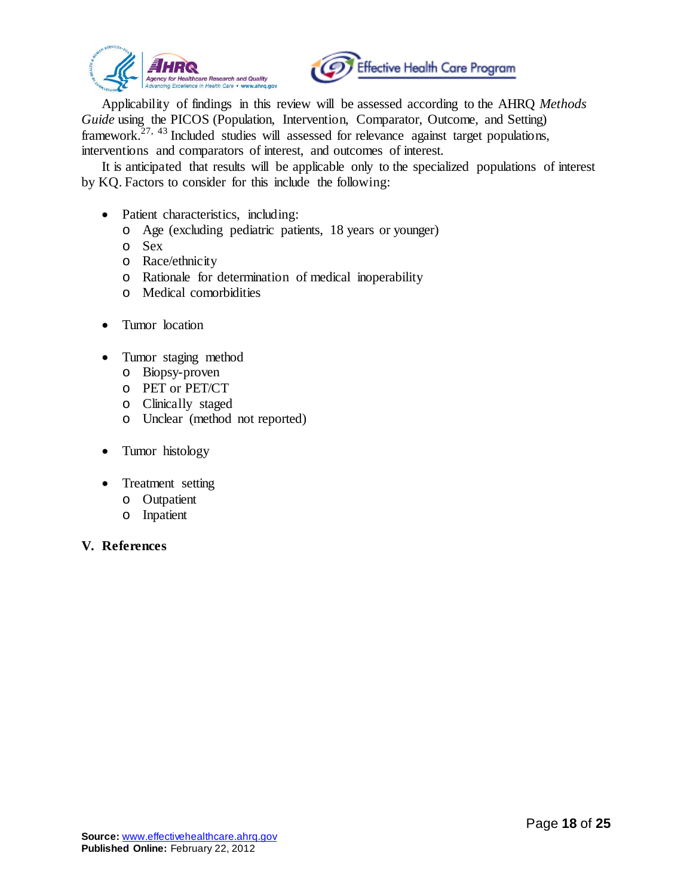Applicability of findings in this review will be assessed according to the AHRQ *Methods Guide* using the PICOS (Population, Intervention, Comparator, Outcome, and Setting) framework.[27, 43] Included studies will assessed for relevance against target populations, interventions and comparators of interest, and outcomes of interest.

It is anticipated that results will be applicable only to the specialized populations of interest by KQ. Factors to consider for this include the following:

- Patient characteristics, including:
  - Age (excluding pediatric patients, 18 years or younger)
  - Sex
  - Race/ethnicity
  - Rationale for determination of medical inoperability
  - Medical comorbidities
- Tumor location
- Tumor staging method
  - Biopsy-proven
  - PET or PET/CT
  - Clinically staged
  - Unclear (method not reported)
- Tumor histology
- Treatment setting
  - Outpatient
  - Inpatient

## V. References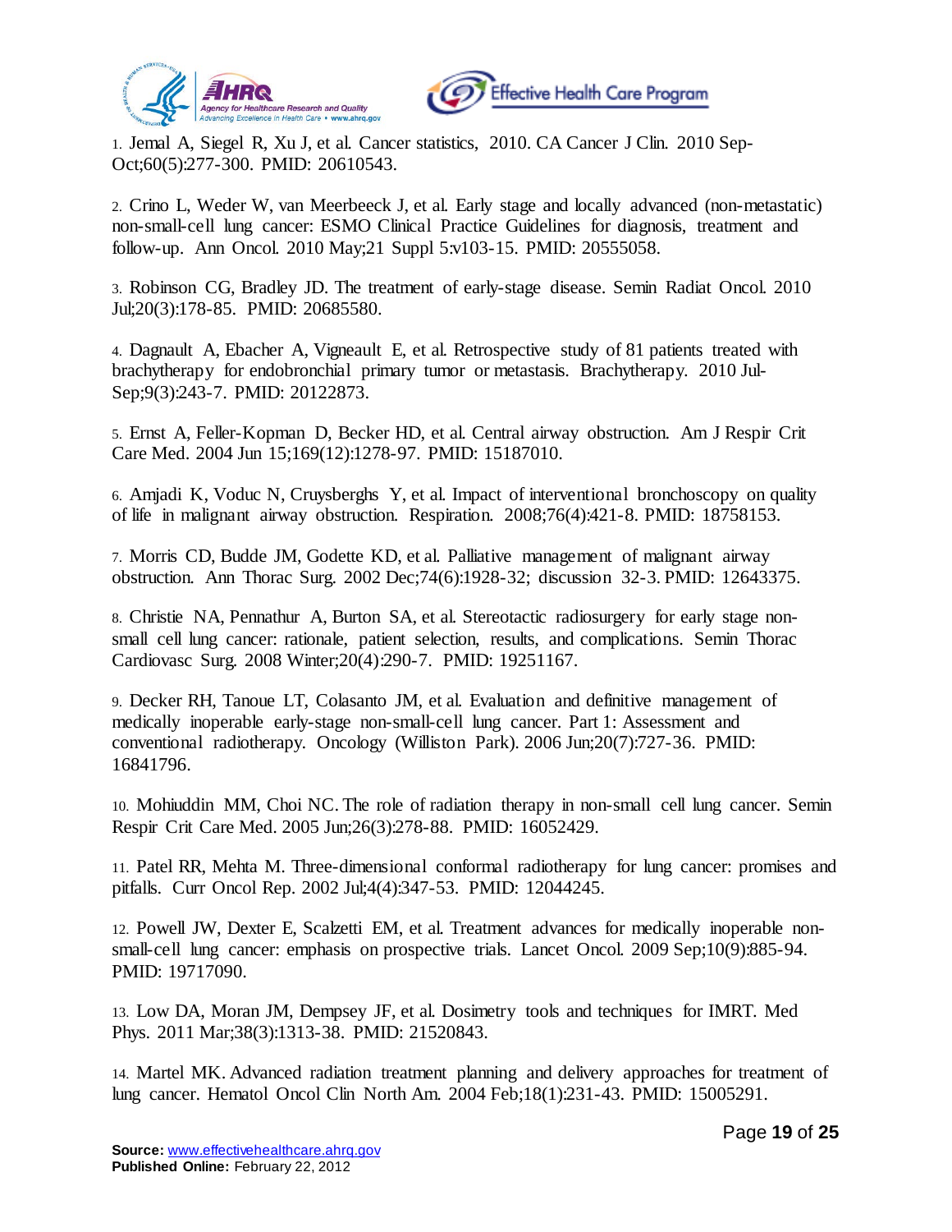1. Jemal A, Siegel R, Xu J, et al. Cancer statistics, 2010. CA Cancer J Clin. 2010 Sep-Oct;60(5):277-300. PMID: 20610543.

2. Crino L, Weder W, van Meerbeeck J, et al. Early stage and locally advanced (non-metastatic) non-small-cell lung cancer: ESMO Clinical Practice Guidelines for diagnosis, treatment and follow-up. Ann Oncol. 2010 May;21 Suppl 5:v103-15. PMID: 20555058.

3. Robinson CG, Bradley JD. The treatment of early-stage disease. Semin Radiat Oncol. 2010 Jul;20(3):178-85. PMID: 20685580.

4. Dagnault A, Ebacher A, Vigneault E, et al. Retrospective study of 81 patients treated with brachytherapy for endobronchial primary tumor or metastasis. Brachytherapy. 2010 Jul-Sep;9(3):243-7. PMID: 20122873.

5. Ernst A, Feller-Kopman D, Becker HD, et al. Central airway obstruction. Am J Respir Crit Care Med. 2004 Jun 15;169(12):1278-97. PMID: 15187010.

6. Amjadi K, Voduc N, Cruysberghs Y, et al. Impact of interventional bronchoscopy on quality of life in malignant airway obstruction. Respiration. 2008;76(4):421-8. PMID: 18758153.

7. Morris CD, Budde JM, Godette KD, et al. Palliative management of malignant airway obstruction. Ann Thorac Surg. 2002 Dec;74(6):1928-32; discussion 32-3. PMID: 12643375.

8. Christie NA, Pennathur A, Burton SA, et al. Stereotactic radiosurgery for early stage non-small cell lung cancer: rationale, patient selection, results, and complications. Semin Thorac Cardiovasc Surg. 2008 Winter;20(4):290-7. PMID: 19251167.

9. Decker RH, Tanoue LT, Colasanto JM, et al. Evaluation and definitive management of medically inoperable early-stage non-small-cell lung cancer. Part 1: Assessment and conventional radiotherapy. Oncology (Williston Park). 2006 Jun;20(7):727-36. PMID: 16841796.

10. Mohiuddin MM, Choi NC. The role of radiation therapy in non-small cell lung cancer. Semin Respir Crit Care Med. 2005 Jun;26(3):278-88. PMID: 16052429.

11. Patel RR, Mehta M. Three-dimensional conformal radiotherapy for lung cancer: promises and pitfalls. Curr Oncol Rep. 2002 Jul;4(4):347-53. PMID: 12044245.

12. Powell JW, Dexter E, Scalzetti EM, et al. Treatment advances for medically inoperable non-small-cell lung cancer: emphasis on prospective trials. Lancet Oncol. 2009 Sep;10(9):885-94. PMID: 19717090.

13. Low DA, Moran JM, Dempsey JF, et al. Dosimetry tools and techniques for IMRT. Med Phys. 2011 Mar;38(3):1313-38. PMID: 21520843.

14. Martel MK. Advanced radiation treatment planning and delivery approaches for treatment of lung cancer. Hematol Oncol Clin North Am. 2004 Feb;18(1):231-43. PMID: 15005291.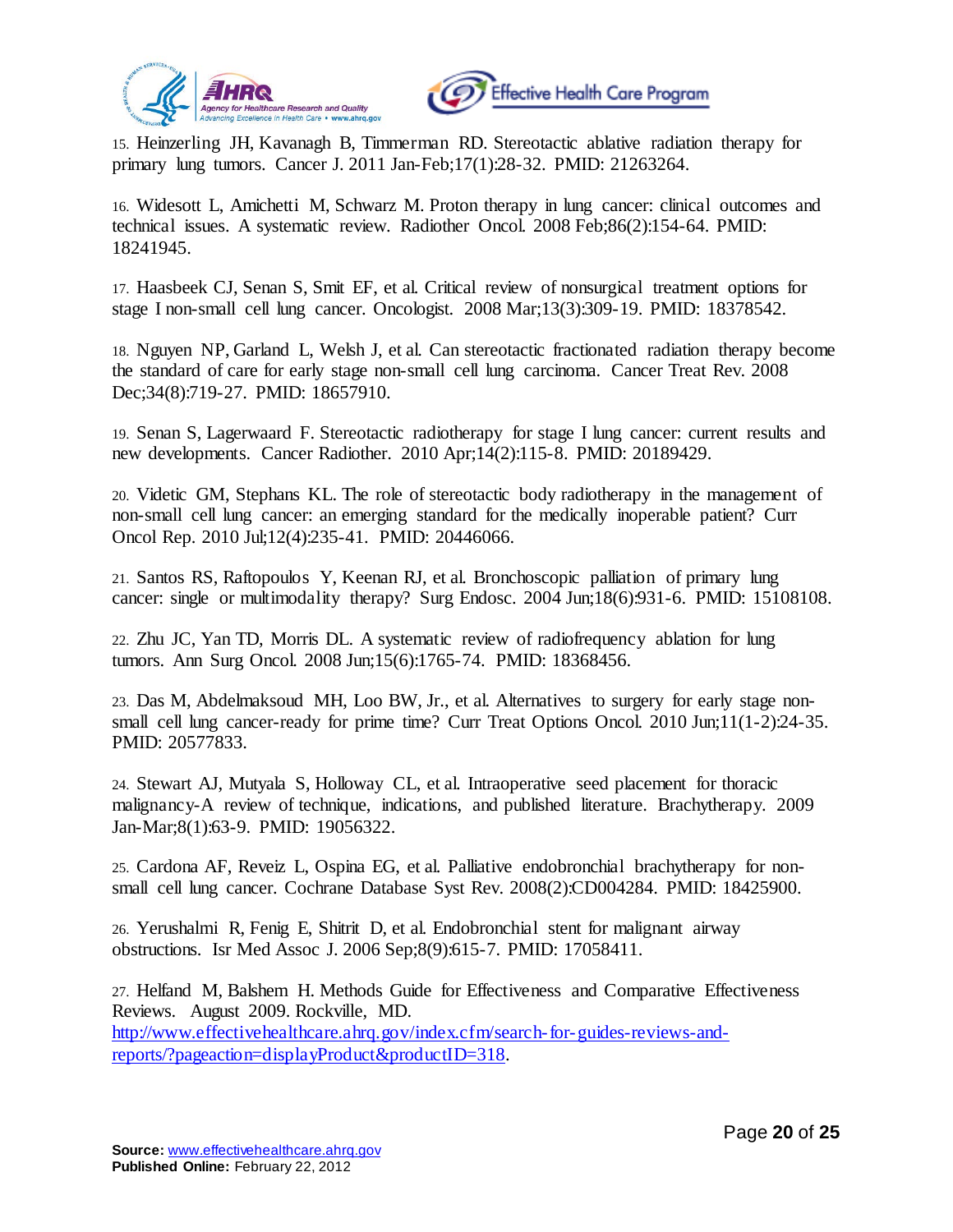15. Heinzerling JH, Kavanagh B, Timmerman RD. Stereotactic ablative radiation therapy for primary lung tumors. Cancer J. 2011 Jan-Feb;17(1):28-32. PMID: 21263264.

16. Widesott L, Amichetti M, Schwarz M. Proton therapy in lung cancer: clinical outcomes and technical issues. A systematic review. Radiother Oncol. 2008 Feb;86(2):154-64. PMID: 18241945.

17. Haasbeek CJ, Senan S, Smit EF, et al. Critical review of nonsurgical treatment options for stage I non-small cell lung cancer. Oncologist. 2008 Mar;13(3):309-19. PMID: 18378542.

18. Nguyen NP, Garland L, Welsh J, et al. Can stereotactic fractionated radiation therapy become the standard of care for early stage non-small cell lung carcinoma. Cancer Treat Rev. 2008 Dec;34(8):719-27. PMID: 18657910.

19. Senan S, Lagerwaard F. Stereotactic radiotherapy for stage I lung cancer: current results and new developments. Cancer Radiother. 2010 Apr;14(2):115-8. PMID: 20189429.

20. Videtic GM, Stephans KL. The role of stereotactic body radiotherapy in the management of non-small cell lung cancer: an emerging standard for the medically inoperable patient? Curr Oncol Rep. 2010 Jul;12(4):235-41. PMID: 20446066.

21. Santos RS, Raftopoulos Y, Keenan RJ, et al. Bronchoscopic palliation of primary lung cancer: single or multimodality therapy? Surg Endosc. 2004 Jun;18(6):931-6. PMID: 15108108.

22. Zhu JC, Yan TD, Morris DL. A systematic review of radiofrequency ablation for lung tumors. Ann Surg Oncol. 2008 Jun;15(6):1765-74. PMID: 18368456.

23. Das M, Abdelmaksoud MH, Loo BW, Jr., et al. Alternatives to surgery for early stage non-small cell lung cancer-ready for prime time? Curr Treat Options Oncol. 2010 Jun;11(1-2):24-35. PMID: 20577833.

24. Stewart AJ, Mutyala S, Holloway CL, et al. Intraoperative seed placement for thoracic malignancy-A review of technique, indications, and published literature. Brachytherapy. 2009 Jan-Mar;8(1):63-9. PMID: 19056322.

25. Cardona AF, Reveiz L, Ospina EG, et al. Palliative endobronchial brachytherapy for non-small cell lung cancer. Cochrane Database Syst Rev. 2008(2):CD004284. PMID: 18425900.

26. Yerushalmi R, Fenig E, Shitrit D, et al. Endobronchial stent for malignant airway obstructions. Isr Med Assoc J. 2006 Sep;8(9):615-7. PMID: 17058411.

27. Helfand M, Balshem H. Methods Guide for Effectiveness and Comparative Effectiveness Reviews. August 2009. Rockville, MD. [http://www.effectivehealthcare.ahrq.gov/index.cfm/search-for-guides-reviews-and-reports/?pageaction=displayProduct&productID=318](http://www.effectivehealthcare.ahrq.gov/index.cfm/search-for-guides-reviews-and-reports/?pageaction=displayProduct&productID=318).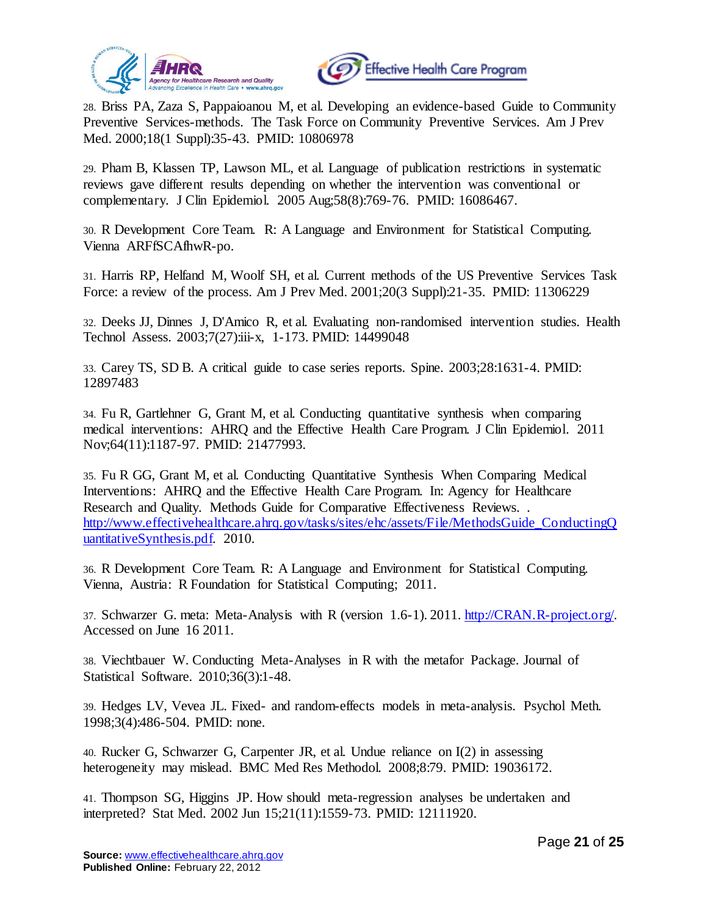28. Briss PA, Zaza S, Pappaioanou M, et al. Developing an evidence-based Guide to Community Preventive Services-methods. The Task Force on Community Preventive Services. Am J Prev Med. 2000;18(1 Suppl):35-43. PMID: 10806978

29. Pham B, Klassen TP, Lawson ML, et al. Language of publication restrictions in systematic reviews gave different results depending on whether the intervention was conventional or complementary. J Clin Epidemiol. 2005 Aug;58(8):769-76. PMID: 16086467.

30. R Development Core Team. R: A Language and Environment for Statistical Computing. Vienna ARFfSCAfhwR-po.

31. Harris RP, Helfand M, Woolf SH, et al. Current methods of the US Preventive Services Task Force: a review of the process. Am J Prev Med. 2001;20(3 Suppl):21-35. PMID: 11306229

32. Deeks JJ, Dinnes J, D'Amico R, et al. Evaluating non-randomised intervention studies. Health Technol Assess. 2003;7(27):iii-x, 1-173. PMID: 14499048

33. Carey TS, SD B. A critical guide to case series reports. Spine. 2003;28:1631-4. PMID: 12897483

34. Fu R, Gartlehner G, Grant M, et al. Conducting quantitative synthesis when comparing medical interventions: AHRQ and the Effective Health Care Program. J Clin Epidemiol. 2011 Nov;64(11):1187-97. PMID: 21477993.

35. Fu R GG, Grant M, et al. Conducting Quantitative Synthesis When Comparing Medical Interventions: AHRQ and the Effective Health Care Program. In: Agency for Healthcare Research and Quality. Methods Guide for Comparative Effectiveness Reviews. . http://www.effectivehealthcare.ahrq.gov/tasks/sites/ehc/assets/File/MethodsGuide_ConductingQuantitativeSynthesis.pdf. 2010.

36. R Development Core Team. R: A Language and Environment for Statistical Computing. Vienna, Austria: R Foundation for Statistical Computing; 2011.

37. Schwarzer G. meta: Meta-Analysis with R (version 1.6-1). 2011. http://CRAN.R-project.org/. Accessed on June 16 2011.

38. Viechtbauer W. Conducting Meta-Analyses in R with the metafor Package. Journal of Statistical Software. 2010;36(3):1-48.

39. Hedges LV, Vevea JL. Fixed- and random-effects models in meta-analysis. Psychol Meth. 1998;3(4):486-504. PMID: none.

40. Rucker G, Schwarzer G, Carpenter JR, et al. Undue reliance on I(2) in assessing heterogeneity may mislead. BMC Med Res Methodol. 2008;8:79. PMID: 19036172.

41. Thompson SG, Higgins JP. How should meta-regression analyses be undertaken and interpreted? Stat Med. 2002 Jun 15;21(11):1559-73. PMID: 12111920.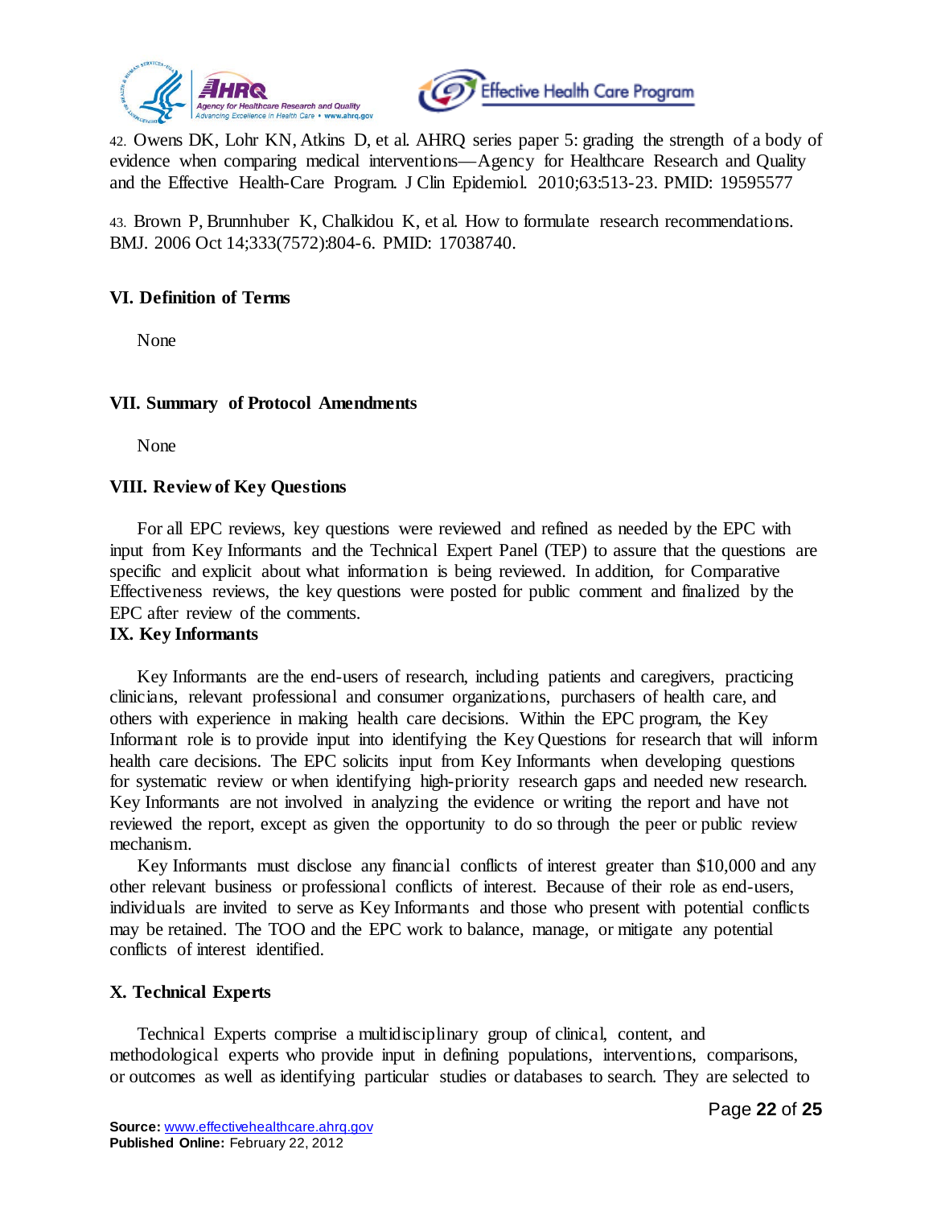42. Owens DK, Lohr KN, Atkins D, et al. AHRQ series paper 5: grading the strength of a body of evidence when comparing medical interventions—Agency for Healthcare Research and Quality and the Effective Health-Care Program. J Clin Epidemiol. 2010;63:513-23. PMID: 19595577

43. Brown P, Brunnhuber K, Chalkidou K, et al. How to formulate research recommendations. BMJ. 2006 Oct 14;333(7572):804-6. PMID: 17038740.

## VI. Definition of Terms

None

## VII. Summary of Protocol Amendments

None

## VIII. Review of Key Questions

For all EPC reviews, key questions were reviewed and refined as needed by the EPC with input from Key Informants and the Technical Expert Panel (TEP) to assure that the questions are specific and explicit about what information is being reviewed. In addition, for Comparative Effectiveness reviews, the key questions were posted for public comment and finalized by the EPC after review of the comments.

## IX. Key Informants

Key Informants are the end-users of research, including patients and caregivers, practicing clinicians, relevant professional and consumer organizations, purchasers of health care, and others with experience in making health care decisions. Within the EPC program, the Key Informant role is to provide input into identifying the Key Questions for research that will inform health care decisions. The EPC solicits input from Key Informants when developing questions for systematic review or when identifying high-priority research gaps and needed new research. Key Informants are not involved in analyzing the evidence or writing the report and have not reviewed the report, except as given the opportunity to do so through the peer or public review mechanism.

Key Informants must disclose any financial conflicts of interest greater than $10,000 and any other relevant business or professional conflicts of interest. Because of their role as end-users, individuals are invited to serve as Key Informants and those who present with potential conflicts may be retained. The TOO and the EPC work to balance, manage, or mitigate any potential conflicts of interest identified.

## X. Technical Experts

Technical Experts comprise a multidisciplinary group of clinical, content, and methodological experts who provide input in defining populations, interventions, comparisons, or outcomes as well as identifying particular studies or databases to search. They are selected to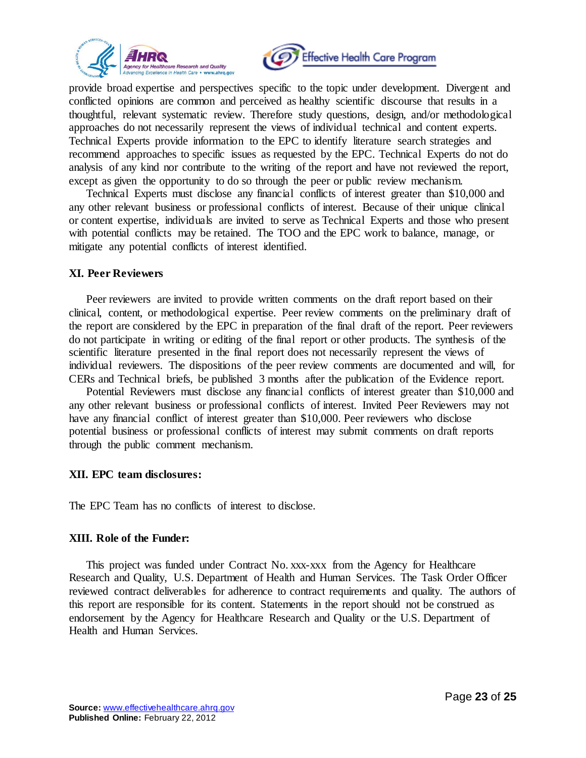provide broad expertise and perspectives specific to the topic under development. Divergent and conflicted opinions are common and perceived as healthy scientific discourse that results in a thoughtful, relevant systematic review. Therefore study questions, design, and/or methodological approaches do not necessarily represent the views of individual technical and content experts. Technical Experts provide information to the EPC to identify literature search strategies and recommend approaches to specific issues as requested by the EPC. Technical Experts do not do analysis of any kind nor contribute to the writing of the report and have not reviewed the report, except as given the opportunity to do so through the peer or public review mechanism.

Technical Experts must disclose any financial conflicts of interest greater than $10,000 and any other relevant business or professional conflicts of interest. Because of their unique clinical or content expertise, individuals are invited to serve as Technical Experts and those who present with potential conflicts may be retained. The TOO and the EPC work to balance, manage, or mitigate any potential conflicts of interest identified.

### XI. Peer Reviewers

Peer reviewers are invited to provide written comments on the draft report based on their clinical, content, or methodological expertise. Peer review comments on the preliminary draft of the report are considered by the EPC in preparation of the final draft of the report. Peer reviewers do not participate in writing or editing of the final report or other products. The synthesis of the scientific literature presented in the final report does not necessarily represent the views of individual reviewers. The dispositions of the peer review comments are documented and will, for CERs and Technical briefs, be published 3 months after the publication of the Evidence report.

Potential Reviewers must disclose any financial conflicts of interest greater than $10,000 and any other relevant business or professional conflicts of interest. Invited Peer Reviewers may not have any financial conflict of interest greater than $10,000. Peer reviewers who disclose potential business or professional conflicts of interest may submit comments on draft reports through the public comment mechanism.

### XII. EPC team disclosures:

The EPC Team has no conflicts of interest to disclose.

### XIII. Role of the Funder:

This project was funded under Contract No. xxx-xxx from the Agency for Healthcare Research and Quality, U.S. Department of Health and Human Services. The Task Order Officer reviewed contract deliverables for adherence to contract requirements and quality. The authors of this report are responsible for its content. Statements in the report should not be construed as endorsement by the Agency for Healthcare Research and Quality or the U.S. Department of Health and Human Services.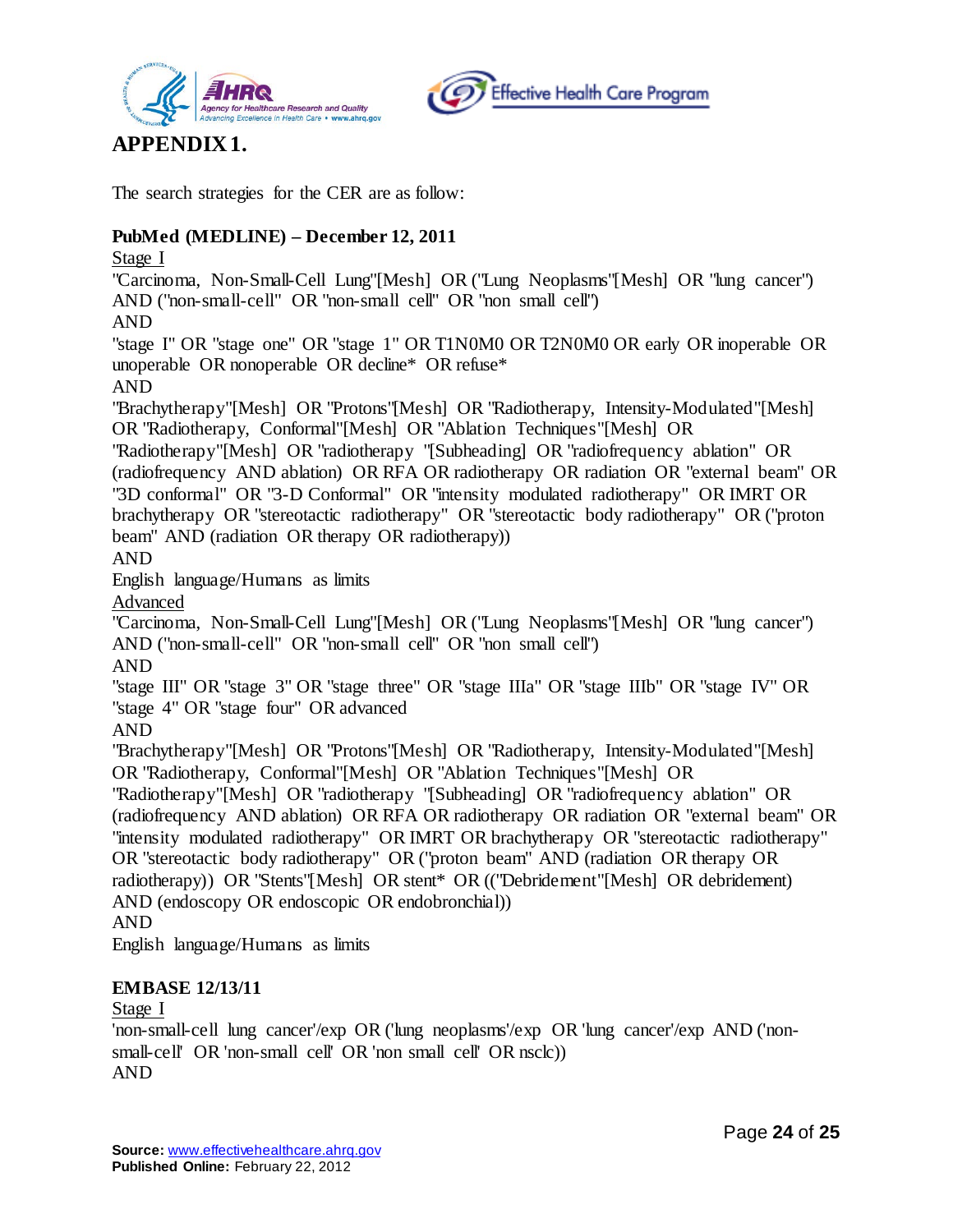# APPENDIX 1.

The search strategies for the CER are as follow:

**PubMed (MEDLINE) – December 12, 2011**

<u>Stage I</u>

"Carcinoma, Non-Small-Cell Lung"[Mesh] OR ("Lung Neoplasms"[Mesh] OR "lung cancer") AND ("non-small-cell" OR "non-small cell" OR "non small cell")

AND

"stage I" OR "stage one" OR "stage 1" OR T1N0M0 OR T2N0M0 OR early OR inoperable OR unoperable OR nonoperable OR decline* OR refuse*

AND

"Brachytherapy"[Mesh] OR "Protons"[Mesh] OR "Radiotherapy, Intensity-Modulated"[Mesh] OR "Radiotherapy, Conformal"[Mesh] OR "Ablation Techniques"[Mesh] OR "Radiotherapy"[Mesh] OR "radiotherapy "[Subheading] OR "radiofrequency ablation" OR (radiofrequency AND ablation) OR RFA OR radiotherapy OR radiation OR "external beam" OR "3D conformal" OR "3-D Conformal" OR "intensity modulated radiotherapy" OR IMRT OR brachytherapy OR "stereotactic radiotherapy" OR "stereotactic body radiotherapy" OR ("proton beam" AND (radiation OR therapy OR radiotherapy))

AND

English language/Humans as limits

<u>Advanced</u>

"Carcinoma, Non-Small-Cell Lung"[Mesh] OR ("Lung Neoplasms"[Mesh] OR "lung cancer") AND ("non-small-cell" OR "non-small cell" OR "non small cell")

AND

"stage III" OR "stage 3" OR "stage three" OR "stage IIIa" OR "stage IIIb" OR "stage IV" OR "stage 4" OR "stage four" OR advanced

AND

"Brachytherapy"[Mesh] OR "Protons"[Mesh] OR "Radiotherapy, Intensity-Modulated"[Mesh] OR "Radiotherapy, Conformal"[Mesh] OR "Ablation Techniques"[Mesh] OR "Radiotherapy"[Mesh] OR "radiotherapy "[Subheading] OR "radiofrequency ablation" OR (radiofrequency AND ablation) OR RFA OR radiotherapy OR radiation OR "external beam" OR "intensity modulated radiotherapy" OR IMRT OR brachytherapy OR "stereotactic radiotherapy" OR "stereotactic body radiotherapy" OR ("proton beam" AND (radiation OR therapy OR radiotherapy)) OR "Stents"[Mesh] OR stent* OR (("Debridement"[Mesh] OR debridement) AND (endoscopy OR endoscopic OR endobronchial))

AND

English language/Humans as limits

**EMBASE 12/13/11**

<u>Stage I</u>

'non-small-cell lung cancer'/exp OR ('lung neoplasms'/exp OR 'lung cancer'/exp AND ('non-small-cell' OR 'non-small cell' OR 'non small cell' OR nsclc))

AND

**Source:** www.effectivehealthcare.ahrq.gov
**Published Online:** February 22, 2012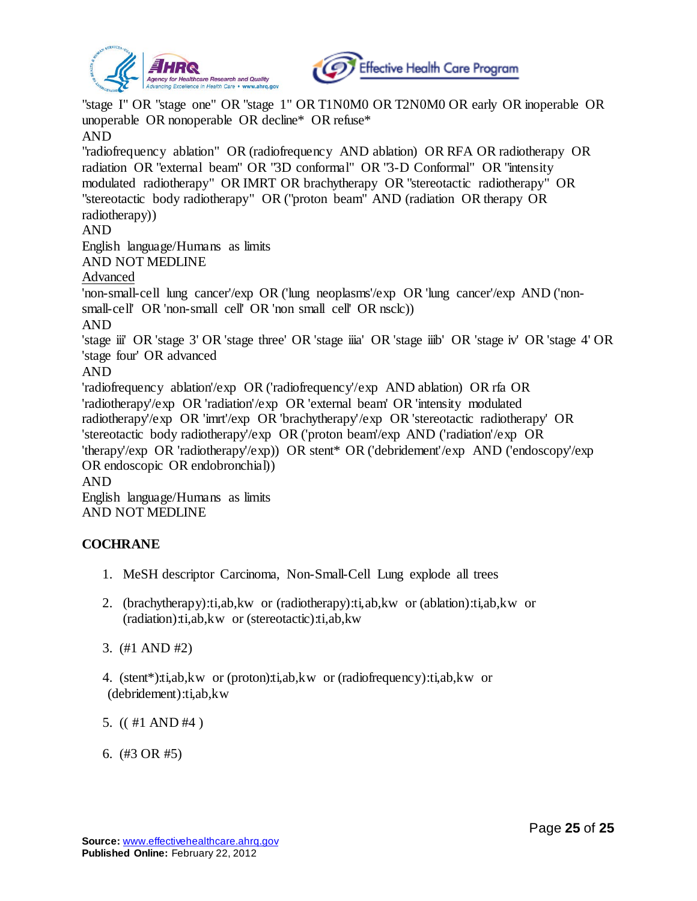"stage I" OR "stage one" OR "stage 1" OR T1N0M0 OR T2N0M0 OR early OR inoperable OR unoperable OR nonoperable OR decline* OR refuse*
AND
"radiofrequency ablation" OR (radiofrequency AND ablation) OR RFA OR radiotherapy OR radiation OR "external beam" OR "3D conformal" OR "3-D Conformal" OR "intensity modulated radiotherapy" OR IMRT OR brachytherapy OR "stereotactic radiotherapy" OR "stereotactic body radiotherapy" OR ("proton beam" AND (radiation OR therapy OR radiotherapy))
AND
English language/Humans as limits
AND NOT MEDLINE

Advanced

'non-small-cell lung cancer'/exp OR ('lung neoplasms'/exp OR 'lung cancer'/exp AND ('non-small-cell' OR 'non-small cell' OR 'non small cell' OR nsclc))
AND
'stage iii' OR 'stage 3' OR 'stage three' OR 'stage iiia' OR 'stage iiib' OR 'stage iv' OR 'stage 4' OR 'stage four' OR advanced
AND
'radiofrequency ablation'/exp OR ('radiofrequency'/exp AND ablation) OR rfa OR 'radiotherapy'/exp OR 'radiation'/exp OR 'external beam' OR 'intensity modulated radiotherapy'/exp OR 'imrt'/exp OR 'brachytherapy'/exp OR 'stereotactic radiotherapy' OR 'stereotactic body radiotherapy'/exp OR ('proton beam'/exp AND ('radiation'/exp OR 'therapy'/exp OR 'radiotherapy'/exp)) OR stent* OR ('debridement'/exp AND ('endoscopy'/exp OR endoscopic OR endobronchial))
AND
English language/Humans as limits
AND NOT MEDLINE

**COCHRANE**

1. MeSH descriptor Carcinoma, Non-Small-Cell Lung explode all trees
2. (brachytherapy):ti,ab,kw or (radiotherapy):ti,ab,kw or (ablation):ti,ab,kw or (radiation):ti,ab,kw or (stereotactic):ti,ab,kw
3. (#1 AND #2)
4. (stent*):ti,ab,kw or (proton):ti,ab,kw or (radiofrequency):ti,ab,kw or (debridement):ti,ab,kw
5. (( #1 AND #4 )
6. (#3 OR #5)

**Source:** www.effectivehealthcare.ahrq.gov
**Published Online:** February 22, 2012